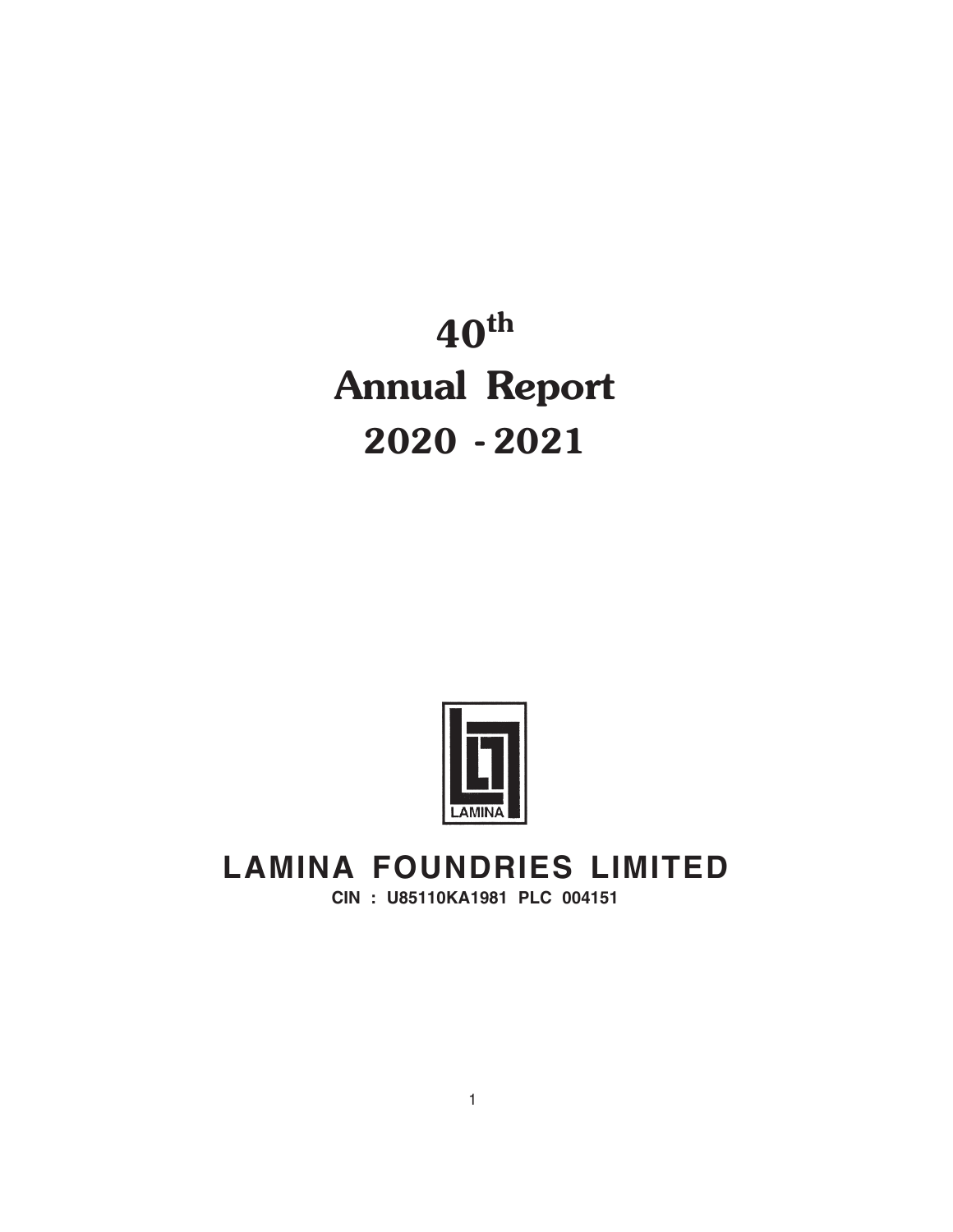# 40th Annual Report 2020 - 2021

LAMINA

## LAMINA FOUNDRIES LIMITED

**CIN : U85110KA1981 PLC 004151**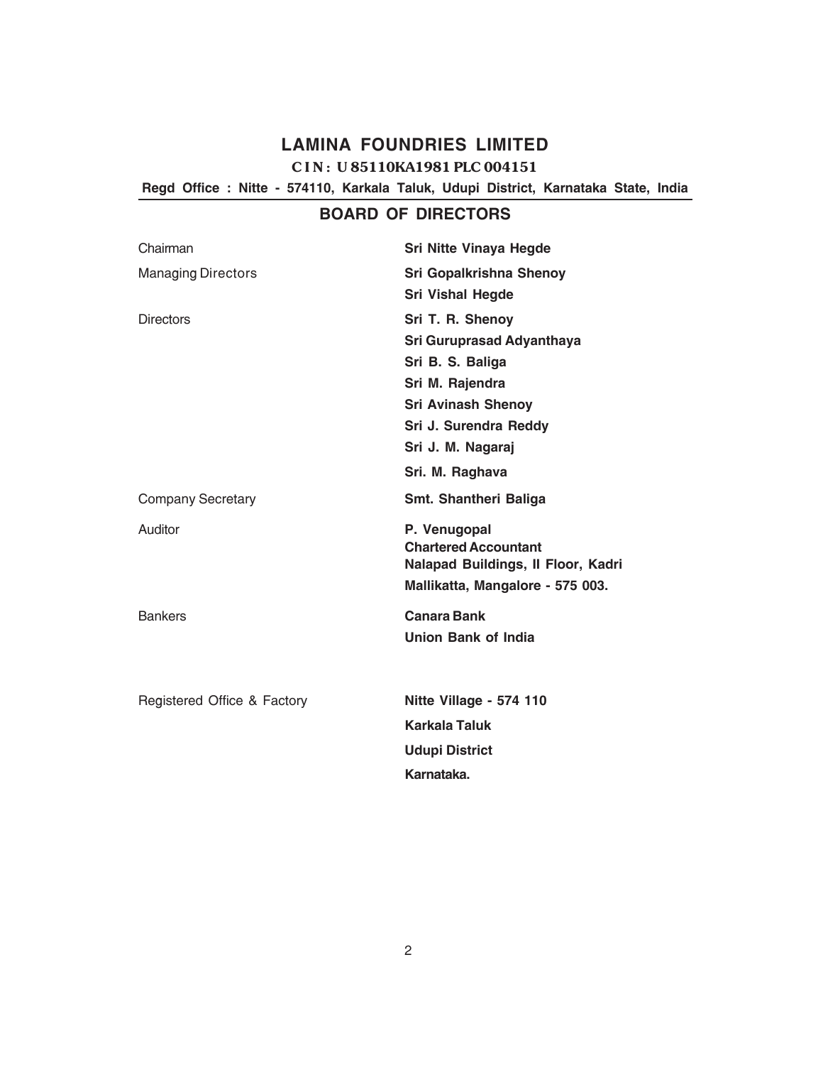# LAMINA FOUNDRIES LIMITED

**CIN : U 85110KA1981 PLC 004151**

**Regd Office : Nitte - 574110, Karkala Taluk, Udupi District, Karnataka State, India**

## BOARD OF DIRECTORS

| | |
|---|---|
| Chairman | **Sri Nitte Vinaya Hegde** |
| Managing Directors | **Sri Gopalkrishna Shenoy** |
| | **Sri Vishal Hegde** |
| Directors | **Sri T. R. Shenoy** |
| | **Sri Guruprasad Adyanthaya** |
| | **Sri B. S. Baliga** |
| | **Sri M. Rajendra** |
| | **Sri Avinash Shenoy** |
| | **Sri J. Surendra Reddy** |
| | **Sri J. M. Nagaraj** |
| | **Sri. M. Raghava** |
| Company Secretary | **Smt. Shantheri Baliga** |
| Auditor | **P. Venugopal**<br>**Chartered Accountant**<br>**Nalapad Buildings, II Floor, Kadri**<br>**Mallikatta, Mangalore - 575 003.** |
| Bankers | **Canara Bank** |
| | **Union Bank of India** |
| Registered Office & Factory | **Nitte Village - 574 110**<br>**Karkala Taluk**<br>**Udupi District**<br>**Karnataka.** |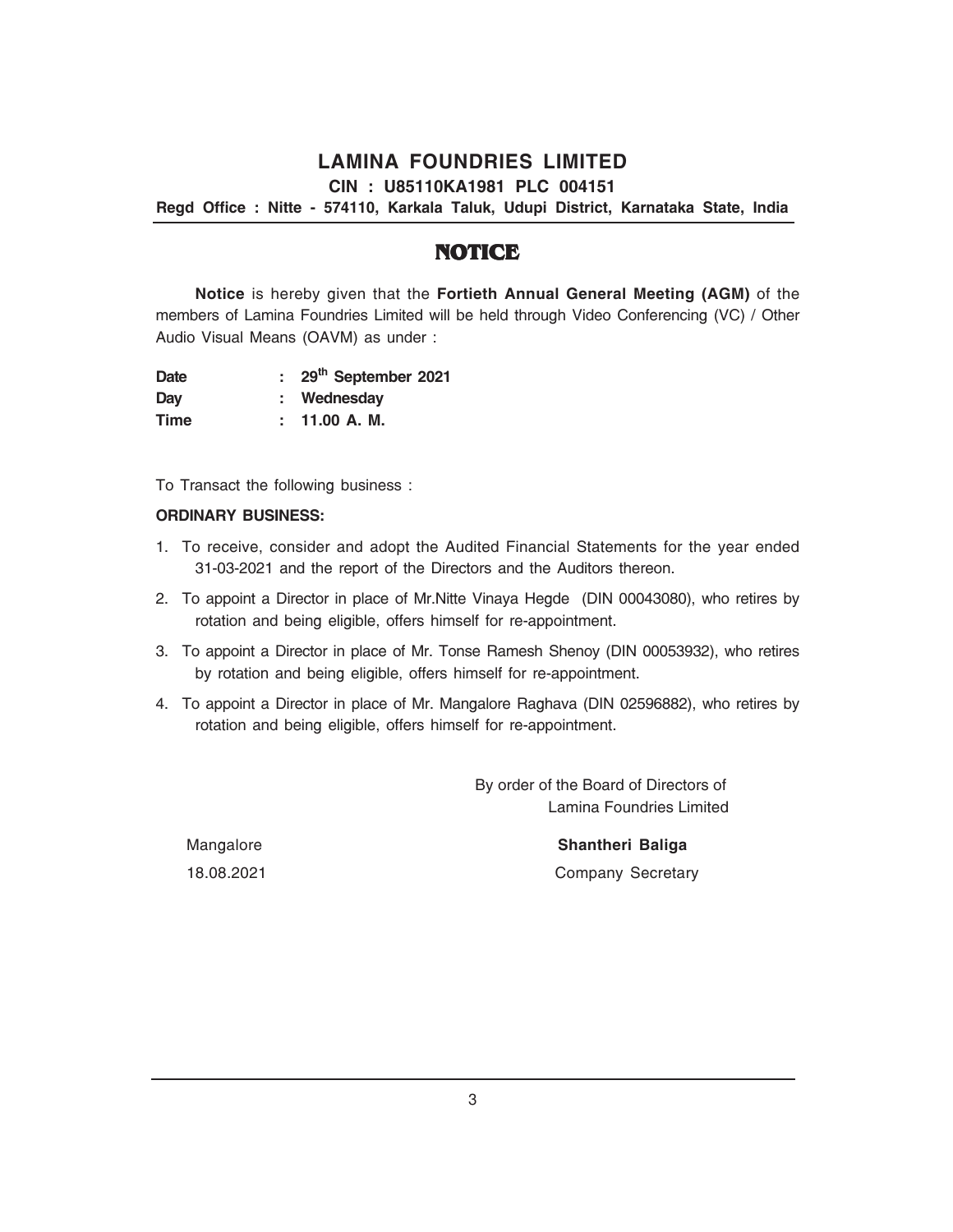# LAMINA FOUNDRIES LIMITED

**CIN : U85110KA1981 PLC 004151**

**Regd Office : Nitte - 574110, Karkala Taluk, Udupi District, Karnataka State, India**

## NOTICE

**Notice** is hereby given that the **Fortieth Annual General Meeting (AGM)** of the members of Lamina Foundries Limited will be held through Video Conferencing (VC) / Other Audio Visual Means (OAVM) as under :

| | | |
|---|---|---|
| **Date** | : | **29th September 2021** |
| **Day** | : | **Wednesday** |
| **Time** | : | **11.00 A. M.** |

To Transact the following business :

**ORDINARY BUSINESS:**

1. To receive, consider and adopt the Audited Financial Statements for the year ended 31-03-2021 and the report of the Directors and the Auditors thereon.
2. To appoint a Director in place of Mr.Nitte Vinaya Hegde (DIN 00043080), who retires by rotation and being eligible, offers himself for re-appointment.
3. To appoint a Director in place of Mr. Tonse Ramesh Shenoy (DIN 00053932), who retires by rotation and being eligible, offers himself for re-appointment.
4. To appoint a Director in place of Mr. Mangalore Raghava (DIN 02596882), who retires by rotation and being eligible, offers himself for re-appointment.

By order of the Board of Directors of
Lamina Foundries Limited

Mangalore
18.08.2021

**Shantheri Baliga**
Company Secretary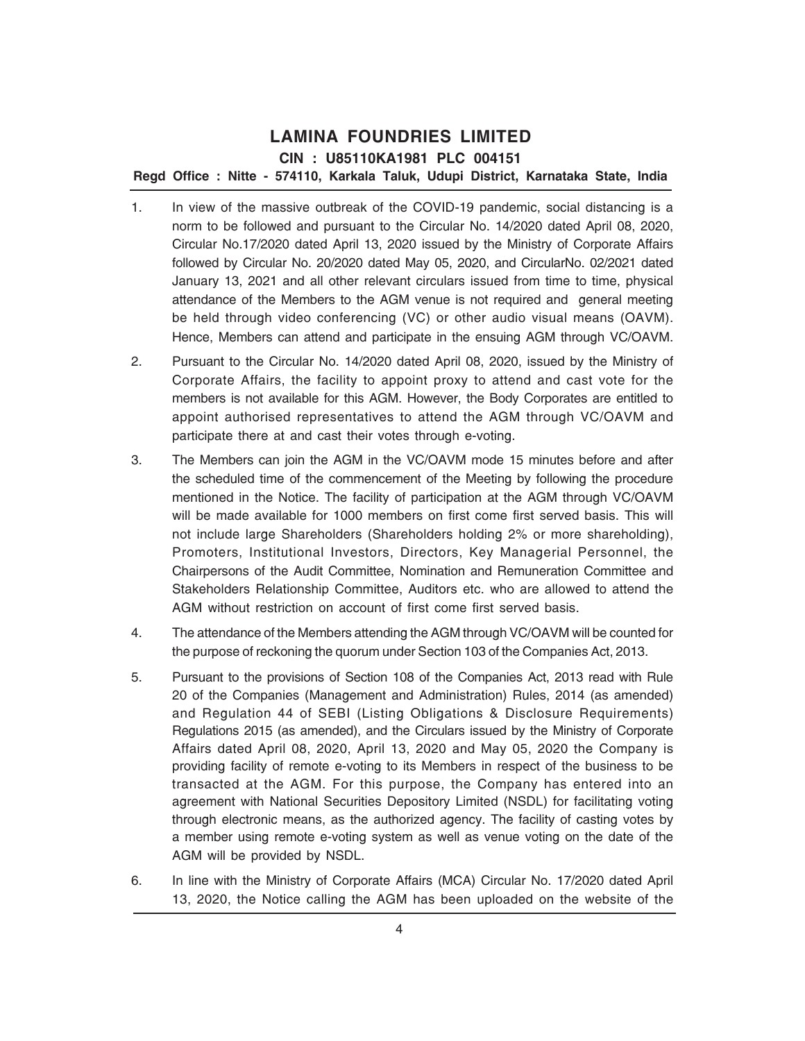# LAMINA FOUNDRIES LIMITED

**CIN : U85110KA1981 PLC 004151**

**Regd Office : Nitte - 574110, Karkala Taluk, Udupi District, Karnataka State, India**

1. In view of the massive outbreak of the COVID-19 pandemic, social distancing is a norm to be followed and pursuant to the Circular No. 14/2020 dated April 08, 2020, Circular No.17/2020 dated April 13, 2020 issued by the Ministry of Corporate Affairs followed by Circular No. 20/2020 dated May 05, 2020, and CircularNo. 02/2021 dated January 13, 2021 and all other relevant circulars issued from time to time, physical attendance of the Members to the AGM venue is not required and general meeting be held through video conferencing (VC) or other audio visual means (OAVM). Hence, Members can attend and participate in the ensuing AGM through VC/OAVM.

2. Pursuant to the Circular No. 14/2020 dated April 08, 2020, issued by the Ministry of Corporate Affairs, the facility to appoint proxy to attend and cast vote for the members is not available for this AGM. However, the Body Corporates are entitled to appoint authorised representatives to attend the AGM through VC/OAVM and participate there at and cast their votes through e-voting.

3. The Members can join the AGM in the VC/OAVM mode 15 minutes before and after the scheduled time of the commencement of the Meeting by following the procedure mentioned in the Notice. The facility of participation at the AGM through VC/OAVM will be made available for 1000 members on first come first served basis. This will not include large Shareholders (Shareholders holding 2% or more shareholding), Promoters, Institutional Investors, Directors, Key Managerial Personnel, the Chairpersons of the Audit Committee, Nomination and Remuneration Committee and Stakeholders Relationship Committee, Auditors etc. who are allowed to attend the AGM without restriction on account of first come first served basis.

4. The attendance of the Members attending the AGM through VC/OAVM will be counted for the purpose of reckoning the quorum under Section 103 of the Companies Act, 2013.

5. Pursuant to the provisions of Section 108 of the Companies Act, 2013 read with Rule 20 of the Companies (Management and Administration) Rules, 2014 (as amended) and Regulation 44 of SEBI (Listing Obligations & Disclosure Requirements) Regulations 2015 (as amended), and the Circulars issued by the Ministry of Corporate Affairs dated April 08, 2020, April 13, 2020 and May 05, 2020 the Company is providing facility of remote e-voting to its Members in respect of the business to be transacted at the AGM. For this purpose, the Company has entered into an agreement with National Securities Depository Limited (NSDL) for facilitating voting through electronic means, as the authorized agency. The facility of casting votes by a member using remote e-voting system as well as venue voting on the date of the AGM will be provided by NSDL.

6. In line with the Ministry of Corporate Affairs (MCA) Circular No. 17/2020 dated April 13, 2020, the Notice calling the AGM has been uploaded on the website of the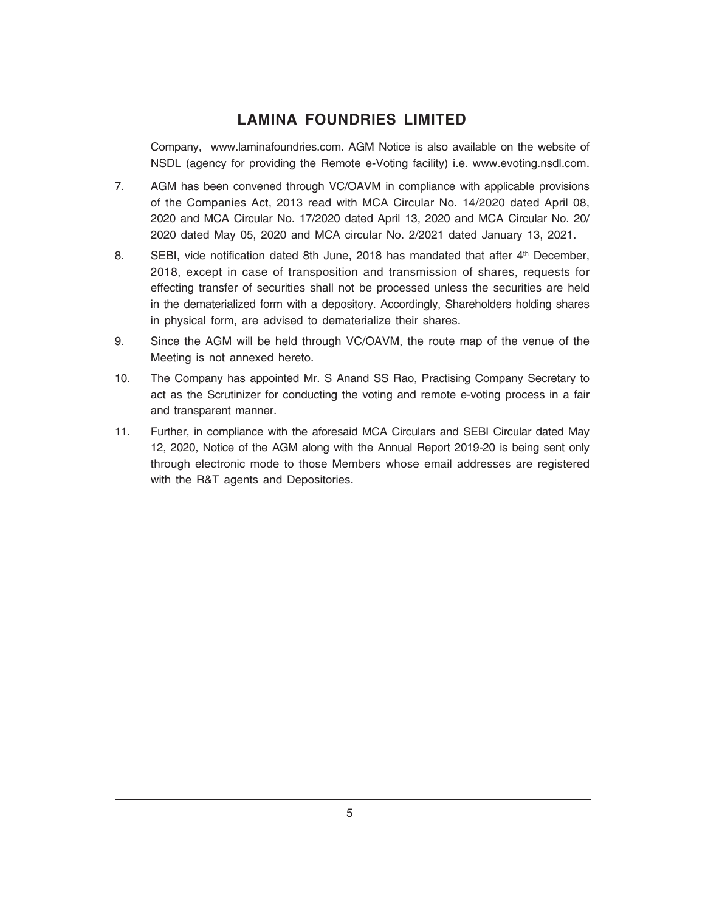Company, www.laminafoundries.com. AGM Notice is also available on the website of NSDL (agency for providing the Remote e-Voting facility) i.e. www.evoting.nsdl.com.

7. AGM has been convened through VC/OAVM in compliance with applicable provisions of the Companies Act, 2013 read with MCA Circular No. 14/2020 dated April 08, 2020 and MCA Circular No. 17/2020 dated April 13, 2020 and MCA Circular No. 20/2020 dated May 05, 2020 and MCA circular No. 2/2021 dated January 13, 2021.

8. SEBI, vide notification dated 8th June, 2018 has mandated that after 4th December, 2018, except in case of transposition and transmission of shares, requests for effecting transfer of securities shall not be processed unless the securities are held in the dematerialized form with a depository. Accordingly, Shareholders holding shares in physical form, are advised to dematerialize their shares.

9. Since the AGM will be held through VC/OAVM, the route map of the venue of the Meeting is not annexed hereto.

10. The Company has appointed Mr. S Anand SS Rao, Practising Company Secretary to act as the Scrutinizer for conducting the voting and remote e-voting process in a fair and transparent manner.

11. Further, in compliance with the aforesaid MCA Circulars and SEBI Circular dated May 12, 2020, Notice of the AGM along with the Annual Report 2019-20 is being sent only through electronic mode to those Members whose email addresses are registered with the R&T agents and Depositories.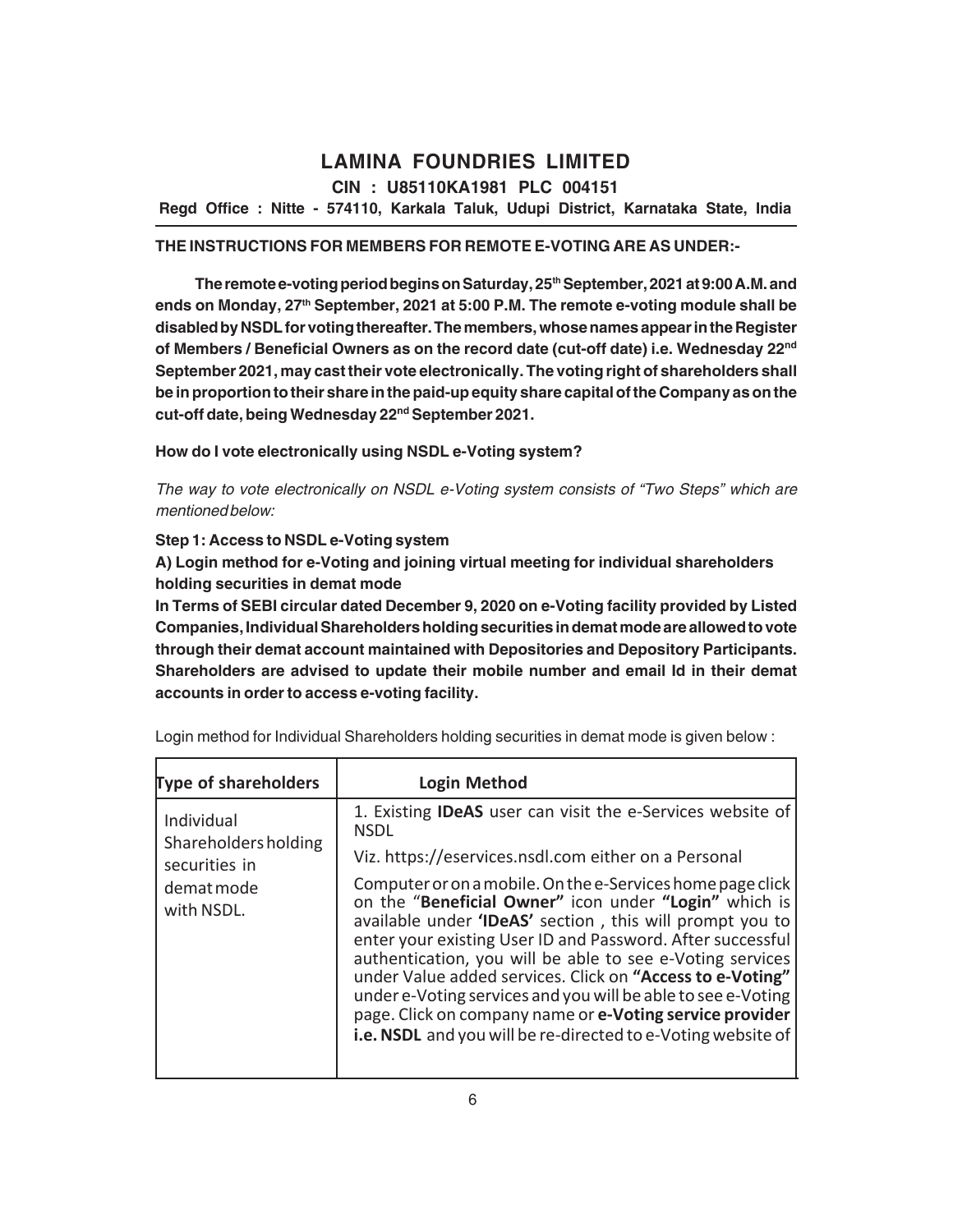# LAMINA FOUNDRIES LIMITED

**CIN : U85110KA1981 PLC 004151**

**Regd Office : Nitte - 574110, Karkala Taluk, Udupi District, Karnataka State, India**

**THE INSTRUCTIONS FOR MEMBERS FOR REMOTE E-VOTING ARE AS UNDER:-**

**The remote e-voting period begins on Saturday, 25th September, 2021 at 9:00 A.M. and ends on Monday, 27th September, 2021 at 5:00 P.M. The remote e-voting module shall be disabled by NSDL for voting thereafter. The members, whose names appear in the Register of Members / Beneficial Owners as on the record date (cut-off date) i.e. Wednesday 22nd September 2021, may cast their vote electronically. The voting right of shareholders shall be in proportion to their share in the paid-up equity share capital of the Company as on the cut-off date, being Wednesday 22nd September 2021.**

**How do I vote electronically using NSDL e-Voting system?**

*The way to vote electronically on NSDL e-Voting system consists of "Two Steps" which are mentioned below:*

**Step 1: Access to NSDL e-Voting system**

**A) Login method for e-Voting and joining virtual meeting for individual shareholders holding securities in demat mode**

**In Terms of SEBI circular dated December 9, 2020 on e-Voting facility provided by Listed Companies, Individual Shareholders holding securities in demat mode are allowed to vote through their demat account maintained with Depositories and Depository Participants. Shareholders are advised to update their mobile number and email Id in their demat accounts in order to access e-voting facility.**

Login method for Individual Shareholders holding securities in demat mode is given below :

| Type of shareholders | Login Method |
|---|---|
| Individual Shareholders holding securities in demat mode with NSDL. | 1. Existing **IDeAS** user can visit the e-Services website of NSDL Viz. https://eservices.nsdl.com either on a Personal Computer or on a mobile. On the e-Services home page click on the "**Beneficial Owner"** icon under **"Login"** which is available under **'IDeAS'** section , this will prompt you to enter your existing User ID and Password. After successful authentication, you will be able to see e-Voting services under Value added services. Click on **"Access to e-Voting"** under e-Voting services and you will be able to see e-Voting page. Click on company name or **e-Voting service provider i.e. NSDL** and you will be re-directed to e-Voting website of |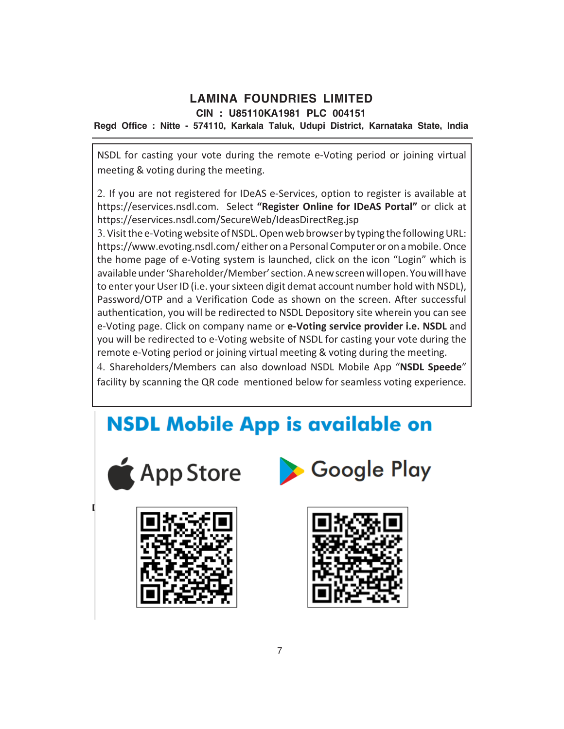NSDL for casting your vote during the remote e-Voting period or joining virtual meeting & voting during the meeting.

2. If you are not registered for IDeAS e-Services, option to register is available at https://eservices.nsdl.com. Select **"Register Online for IDeAS Portal"** or click at https://eservices.nsdl.com/SecureWeb/IdeasDirectReg.jsp

3. Visit the e-Voting website of NSDL. Open web browser by typing the following URL: https://www.evoting.nsdl.com/ either on a Personal Computer or on a mobile. Once the home page of e-Voting system is launched, click on the icon "Login" which is available under 'Shareholder/Member' section. A new screen will open. You will have to enter your User ID (i.e. your sixteen digit demat account number hold with NSDL), Password/OTP and a Verification Code as shown on the screen. After successful authentication, you will be redirected to NSDL Depository site wherein you can see e-Voting page. Click on company name or **e-Voting service provider i.e. NSDL** and you will be redirected to e-Voting website of NSDL for casting your vote during the remote e-Voting period or joining virtual meeting & voting during the meeting.

4. Shareholders/Members can also download NSDL Mobile App "**NSDL Speede**" facility by scanning the QR code mentioned below for seamless voting experience.

**NSDL Mobile App is available on**

App Store | Google Play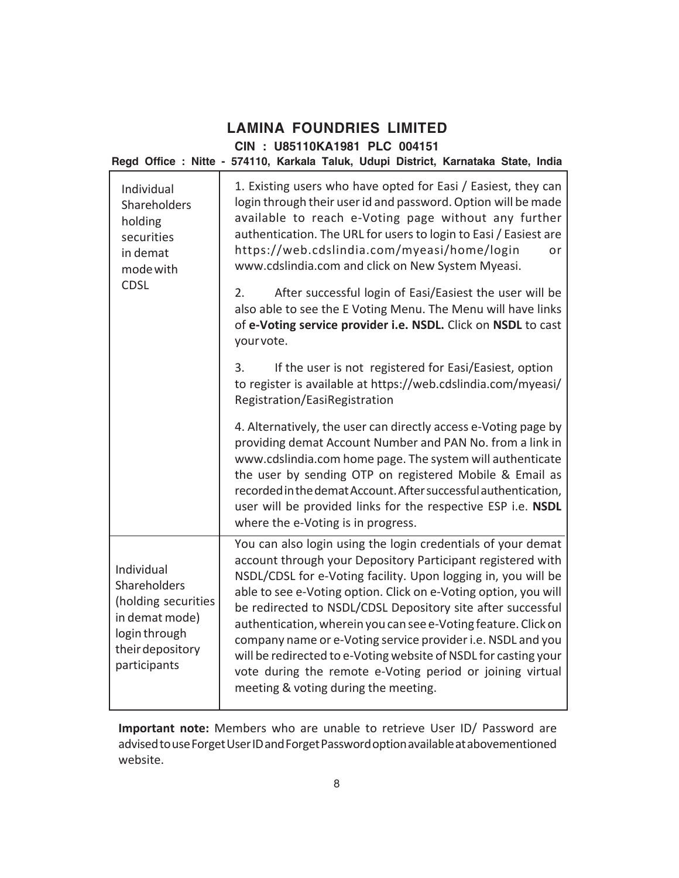# LAMINA FOUNDRIES LIMITED

**CIN : U85110KA1981 PLC 004151**

**Regd Office : Nitte - 574110, Karkala Taluk, Udupi District, Karnataka State, India**

| | |
|---|---|
| Individual Shareholders holding securities in demat mode with CDSL | 1. Existing users who have opted for Easi / Easiest, they can login through their user id and password. Option will be made available to reach e-Voting page without any further authentication. The URL for users to login to Easi / Easiest are https://web.cdslindia.com/myeasi/home/login or www.cdslindia.com and click on New System Myeasi.<br><br>2. After successful login of Easi/Easiest the user will be also able to see the E Voting Menu. The Menu will have links of **e-Voting service provider i.e. NSDL.** Click on **NSDL** to cast your vote.<br><br>3. If the user is not registered for Easi/Easiest, option to register is available at https://web.cdslindia.com/myeasi/Registration/EasiRegistration<br><br>4. Alternatively, the user can directly access e-Voting page by providing demat Account Number and PAN No. from a link in www.cdslindia.com home page. The system will authenticate the user by sending OTP on registered Mobile & Email as recorded in the demat Account. After successful authentication, user will be provided links for the respective ESP i.e. **NSDL** where the e-Voting is in progress. |
| Individual Shareholders (holding securities in demat mode) login through their depository participants | You can also login using the login credentials of your demat account through your Depository Participant registered with NSDL/CDSL for e-Voting facility. Upon logging in, you will be able to see e-Voting option. Click on e-Voting option, you will be redirected to NSDL/CDSL Depository site after successful authentication, wherein you can see e-Voting feature. Click on company name or e-Voting service provider i.e. NSDL and you will be redirected to e-Voting website of NSDL for casting your vote during the remote e-Voting period or joining virtual meeting & voting during the meeting. |

**Important note:** Members who are unable to retrieve User ID/ Password are advised to use Forget User ID and Forget Password option available at abovementioned website.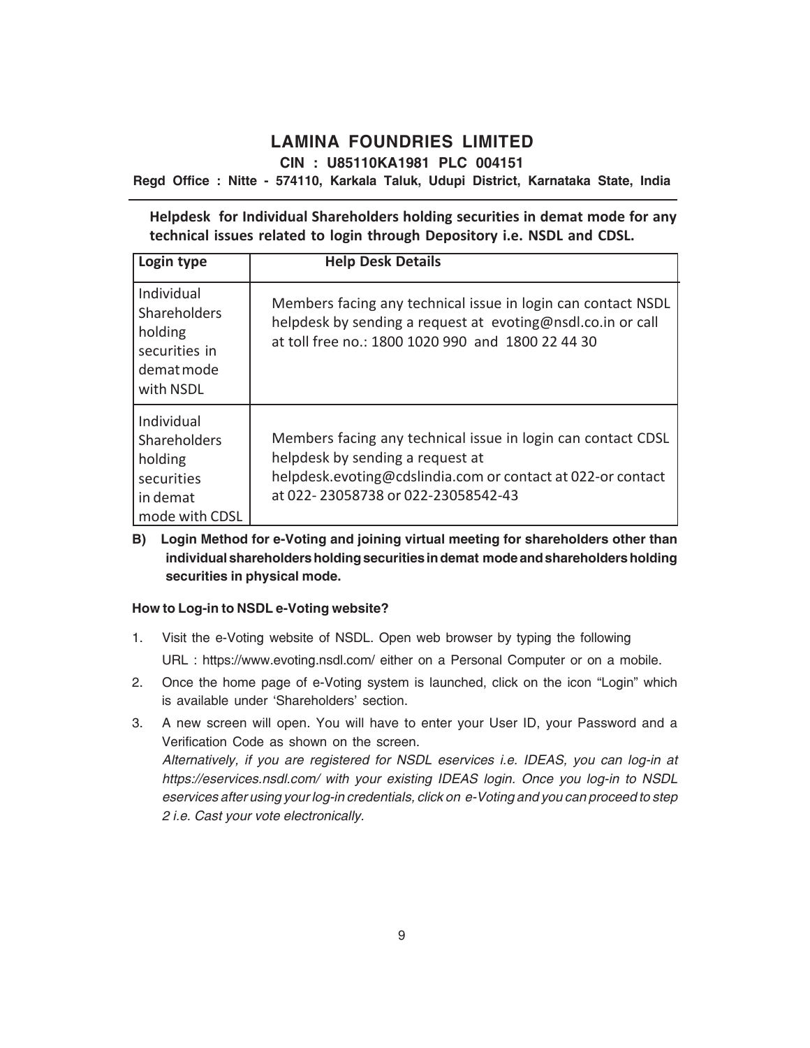## LAMINA FOUNDRIES LIMITED

**CIN : U85110KA1981 PLC 004151**

**Regd Office : Nitte - 574110, Karkala Taluk, Udupi District, Karnataka State, India**

**Helpdesk for Individual Shareholders holding securities in demat mode for any technical issues related to login through Depository i.e. NSDL and CDSL.**

| Login type | Help Desk Details |
|---|---|
| Individual Shareholders holding securities in demat mode with NSDL | Members facing any technical issue in login can contact NSDL helpdesk by sending a request at evoting@nsdl.co.in or call at toll free no.: 1800 1020 990 and 1800 22 44 30 |
| Individual Shareholders holding securities in demat mode with CDSL | Members facing any technical issue in login can contact CDSL helpdesk by sending a request at helpdesk.evoting@cdslindia.com or contact at 022-or contact at 022- 23058738 or 022-23058542-43 |

**B) Login Method for e-Voting and joining virtual meeting for shareholders other than individual shareholders holding securities in demat mode and shareholders holding securities in physical mode.**

**How to Log-in to NSDL e-Voting website?**

1. Visit the e-Voting website of NSDL. Open web browser by typing the following URL : https://www.evoting.nsdl.com/ either on a Personal Computer or on a mobile.
2. Once the home page of e-Voting system is launched, click on the icon "Login" which is available under 'Shareholders' section.
3. A new screen will open. You will have to enter your User ID, your Password and a Verification Code as shown on the screen.
   *Alternatively, if you are registered for NSDL eservices i.e. IDEAS, you can log-in at https://eservices.nsdl.com/ with your existing IDEAS login. Once you log-in to NSDL eservices after using your log-in credentials, click on e-Voting and you can proceed to step 2 i.e. Cast your vote electronically.*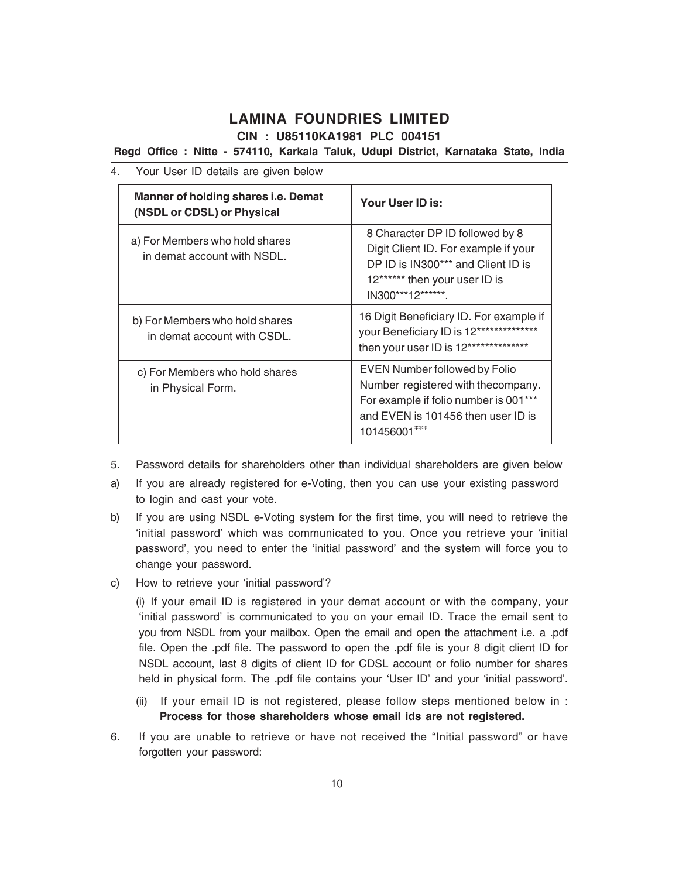4. Your User ID details are given below

| Manner of holding shares i.e. Demat (NSDL or CDSL) or Physical | Your User ID is: |
|---|---|
| a) For Members who hold shares in demat account with NSDL. | 8 Character DP ID followed by 8 Digit Client ID. For example if your DP ID is IN300*** and Client ID is 12****** then your user ID is IN300***12******. |
| b) For Members who hold shares in demat account with CSDL. | 16 Digit Beneficiary ID. For example if your Beneficiary ID is 12************** then your user ID is 12************** |
| c) For Members who hold shares in Physical Form. | EVEN Number followed by Folio Number registered with thecompany. For example if folio number is 001*** and EVEN is 101456 then user ID is 101456001*** |

5. Password details for shareholders other than individual shareholders are given below

a) If you are already registered for e-Voting, then you can use your existing password to login and cast your vote.

b) If you are using NSDL e-Voting system for the first time, you will need to retrieve the 'initial password' which was communicated to you. Once you retrieve your 'initial password', you need to enter the 'initial password' and the system will force you to change your password.

c) How to retrieve your 'initial password'?

(i) If your email ID is registered in your demat account or with the company, your 'initial password' is communicated to you on your email ID. Trace the email sent to you from NSDL from your mailbox. Open the email and open the attachment i.e. a .pdf file. Open the .pdf file. The password to open the .pdf file is your 8 digit client ID for NSDL account, last 8 digits of client ID for CDSL account or folio number for shares held in physical form. The .pdf file contains your 'User ID' and your 'initial password'.

(ii) If your email ID is not registered, please follow steps mentioned below in : **Process for those shareholders whose email ids are not registered.**

6. If you are unable to retrieve or have not received the "Initial password" or have forgotten your password: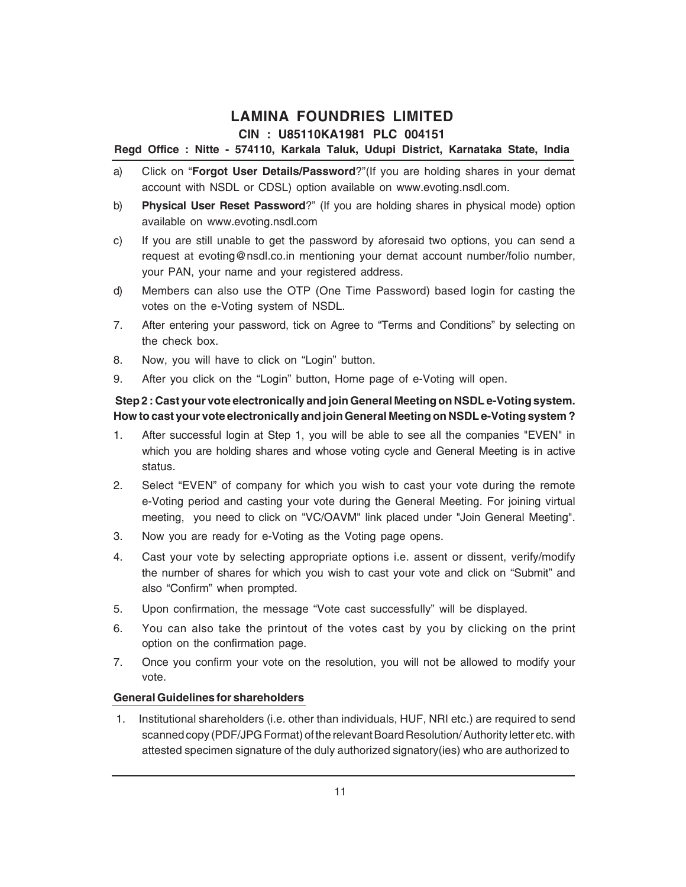a) Click on "**Forgot User Details/Password**?"(If you are holding shares in your demat account with NSDL or CDSL) option available on www.evoting.nsdl.com.

b) **Physical User Reset Password**?" (If you are holding shares in physical mode) option available on www.evoting.nsdl.com

c) If you are still unable to get the password by aforesaid two options, you can send a request at evoting@nsdl.co.in mentioning your demat account number/folio number, your PAN, your name and your registered address.

d) Members can also use the OTP (One Time Password) based login for casting the votes on the e-Voting system of NSDL.

7. After entering your password, tick on Agree to "Terms and Conditions" by selecting on the check box.

8. Now, you will have to click on "Login" button.

9. After you click on the "Login" button, Home page of e-Voting will open.

**Step 2 : Cast your vote electronically and join General Meeting on NSDL e-Voting system. How to cast your vote electronically and join General Meeting on NSDL e-Voting system ?**

1. After successful login at Step 1, you will be able to see all the companies "EVEN" in which you are holding shares and whose voting cycle and General Meeting is in active status.

2. Select "EVEN" of company for which you wish to cast your vote during the remote e-Voting period and casting your vote during the General Meeting. For joining virtual meeting, you need to click on "VC/OAVM" link placed under "Join General Meeting".

3. Now you are ready for e-Voting as the Voting page opens.

4. Cast your vote by selecting appropriate options i.e. assent or dissent, verify/modify the number of shares for which you wish to cast your vote and click on "Submit" and also "Confirm" when prompted.

5. Upon confirmation, the message "Vote cast successfully" will be displayed.

6. You can also take the printout of the votes cast by you by clicking on the print option on the confirmation page.

7. Once you confirm your vote on the resolution, you will not be allowed to modify your vote.

**General Guidelines for shareholders**

1. Institutional shareholders (i.e. other than individuals, HUF, NRI etc.) are required to send scanned copy (PDF/JPG Format) of the relevant Board Resolution/ Authority letter etc. with attested specimen signature of the duly authorized signatory(ies) who are authorized to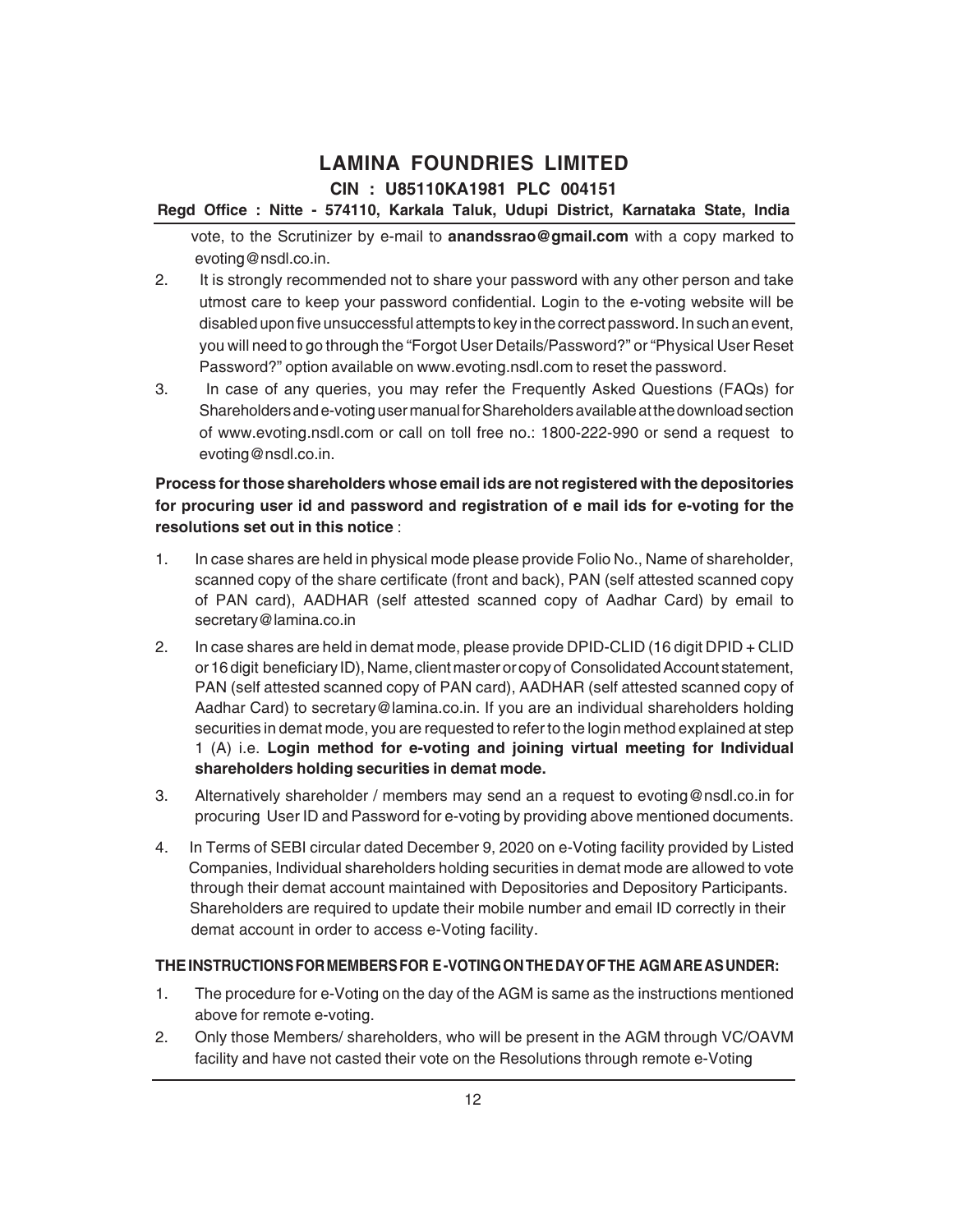vote, to the Scrutinizer by e-mail to **anandssrao@gmail.com** with a copy marked to evoting@nsdl.co.in.

2. It is strongly recommended not to share your password with any other person and take utmost care to keep your password confidential. Login to the e-voting website will be disabled upon five unsuccessful attempts to key in the correct password. In such an event, you will need to go through the "Forgot User Details/Password?" or "Physical User Reset Password?" option available on www.evoting.nsdl.com to reset the password.
3. In case of any queries, you may refer the Frequently Asked Questions (FAQs) for Shareholders and e-voting user manual for Shareholders available at the download section of www.evoting.nsdl.com or call on toll free no.: 1800-222-990 or send a request to evoting@nsdl.co.in.

**Process for those shareholders whose email ids are not registered with the depositories for procuring user id and password and registration of e mail ids for e-voting for the resolutions set out in this notice** :

1. In case shares are held in physical mode please provide Folio No., Name of shareholder, scanned copy of the share certificate (front and back), PAN (self attested scanned copy of PAN card), AADHAR (self attested scanned copy of Aadhar Card) by email to secretary@lamina.co.in
2. In case shares are held in demat mode, please provide DPID-CLID (16 digit DPID + CLID or 16 digit beneficiary ID), Name, client master or copy of Consolidated Account statement, PAN (self attested scanned copy of PAN card), AADHAR (self attested scanned copy of Aadhar Card) to secretary@lamina.co.in. If you are an individual shareholders holding securities in demat mode, you are requested to refer to the login method explained at step 1 (A) i.e. **Login method for e-voting and joining virtual meeting for Individual shareholders holding securities in demat mode.**
3. Alternatively shareholder / members may send an a request to evoting@nsdl.co.in for procuring User ID and Password for e-voting by providing above mentioned documents.
4. In Terms of SEBI circular dated December 9, 2020 on e-Voting facility provided by Listed Companies, Individual shareholders holding securities in demat mode are allowed to vote through their demat account maintained with Depositories and Depository Participants. Shareholders are required to update their mobile number and email ID correctly in their demat account in order to access e-Voting facility.

**THE INSTRUCTIONS FOR MEMBERS FOR E-VOTING ON THE DAY OF THE AGM ARE AS UNDER:**

1. The procedure for e-Voting on the day of the AGM is same as the instructions mentioned above for remote e-voting.
2. Only those Members/ shareholders, who will be present in the AGM through VC/OAVM facility and have not casted their vote on the Resolutions through remote e-Voting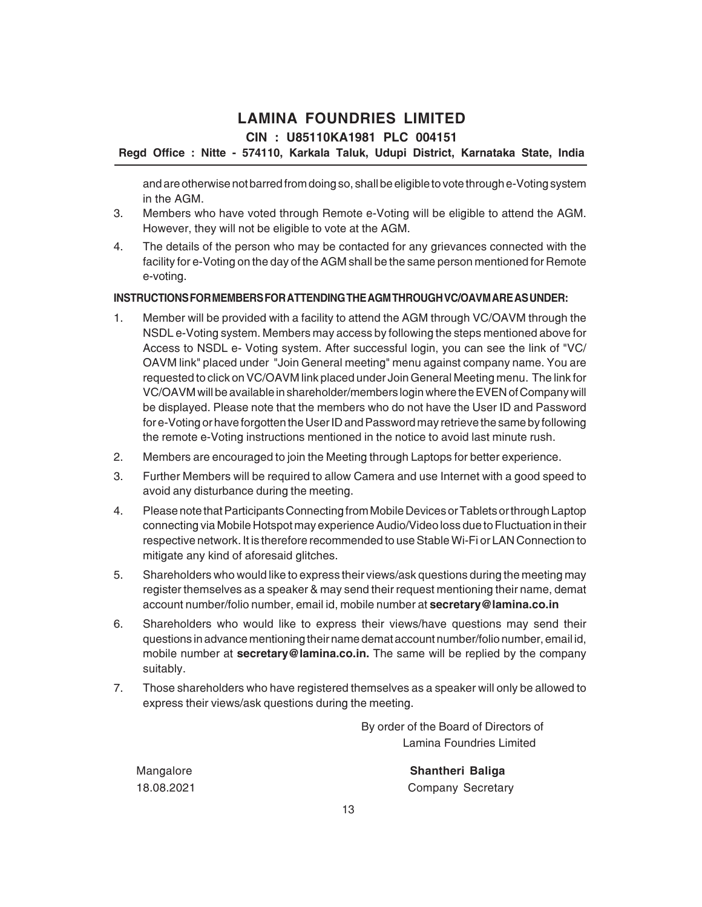and are otherwise not barred from doing so, shall be eligible to vote through e-Voting system in the AGM.

3. Members who have voted through Remote e-Voting will be eligible to attend the AGM. However, they will not be eligible to vote at the AGM.
4. The details of the person who may be contacted for any grievances connected with the facility for e-Voting on the day of the AGM shall be the same person mentioned for Remote e-voting.

**INSTRUCTIONS FOR MEMBERS FOR ATTENDING THE AGM THROUGH VC/OAVM ARE AS UNDER:**

1. Member will be provided with a facility to attend the AGM through VC/OAVM through the NSDL e-Voting system. Members may access by following the steps mentioned above for Access to NSDL e- Voting system. After successful login, you can see the link of "VC/ OAVM link" placed under "Join General meeting" menu against company name. You are requested to click on VC/OAVM link placed under Join General Meeting menu. The link for VC/OAVM will be available in shareholder/members login where the EVEN of Company will be displayed. Please note that the members who do not have the User ID and Password for e-Voting or have forgotten the User ID and Password may retrieve the same by following the remote e-Voting instructions mentioned in the notice to avoid last minute rush.
2. Members are encouraged to join the Meeting through Laptops for better experience.
3. Further Members will be required to allow Camera and use Internet with a good speed to avoid any disturbance during the meeting.
4. Please note that Participants Connecting from Mobile Devices or Tablets or through Laptop connecting via Mobile Hotspot may experience Audio/Video loss due to Fluctuation in their respective network. It is therefore recommended to use Stable Wi-Fi or LAN Connection to mitigate any kind of aforesaid glitches.
5. Shareholders who would like to express their views/ask questions during the meeting may register themselves as a speaker & may send their request mentioning their name, demat account number/folio number, email id, mobile number at **secretary@lamina.co.in**
6. Shareholders who would like to express their views/have questions may send their questions in advance mentioning their name demat account number/folio number, email id, mobile number at **secretary@lamina.co.in.** The same will be replied by the company suitably.
7. Those shareholders who have registered themselves as a speaker will only be allowed to express their views/ask questions during the meeting.

By order of the Board of Directors of
Lamina Foundries Limited

Mangalore
18.08.2021

**Shantheri Baliga**
Company Secretary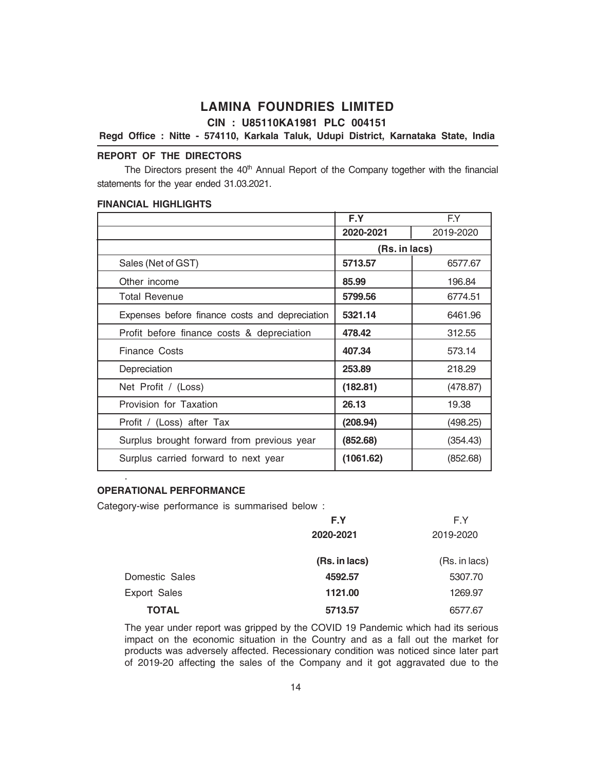# LAMINA FOUNDRIES LIMITED

**CIN : U85110KA1981 PLC 004151**

**Regd Office : Nitte - 574110, Karkala Taluk, Udupi District, Karnataka State, India**

## REPORT OF THE DIRECTORS

The Directors present the 40th Annual Report of the Company together with the financial statements for the year ended 31.03.2021.

### FINANCIAL HIGHLIGHTS

| | **F.Y 2020-2021** | F.Y 2019-2020 |
|---|---|---|
| | **(Rs. in lacs)** | |
| Sales (Net of GST) | **5713.57** | 6577.67 |
| Other income | **85.99** | 196.84 |
| Total Revenue | **5799.56** | 6774.51 |
| Expenses before finance costs and depreciation | **5321.14** | 6461.96 |
| Profit before finance costs & depreciation | **478.42** | 312.55 |
| Finance Costs | **407.34** | 573.14 |
| Depreciation | **253.89** | 218.29 |
| Net Profit / (Loss) | **(182.81)** | (478.87) |
| Provision for Taxation | **26.13** | 19.38 |
| Profit / (Loss) after Tax | **(208.94)** | (498.25) |
| Surplus brought forward from previous year | **(852.68)** | (354.43) |
| Surplus carried forward to next year | **(1061.62)** | (852.68) |

### OPERATIONAL PERFORMANCE

Category-wise performance is summarised below :

| | **F.Y 2020-2021** | F.Y 2019-2020 |
|---|---|---|
| | **(Rs. in lacs)** | (Rs. in lacs) |
| Domestic Sales | **4592.57** | 5307.70 |
| Export Sales | **1121.00** | 1269.97 |
| **TOTAL** | **5713.57** | 6577.67 |

The year under report was gripped by the COVID 19 Pandemic which had its serious impact on the economic situation in the Country and as a fall out the market for products was adversely affected. Recessionary condition was noticed since later part of 2019-20 affecting the sales of the Company and it got aggravated due to the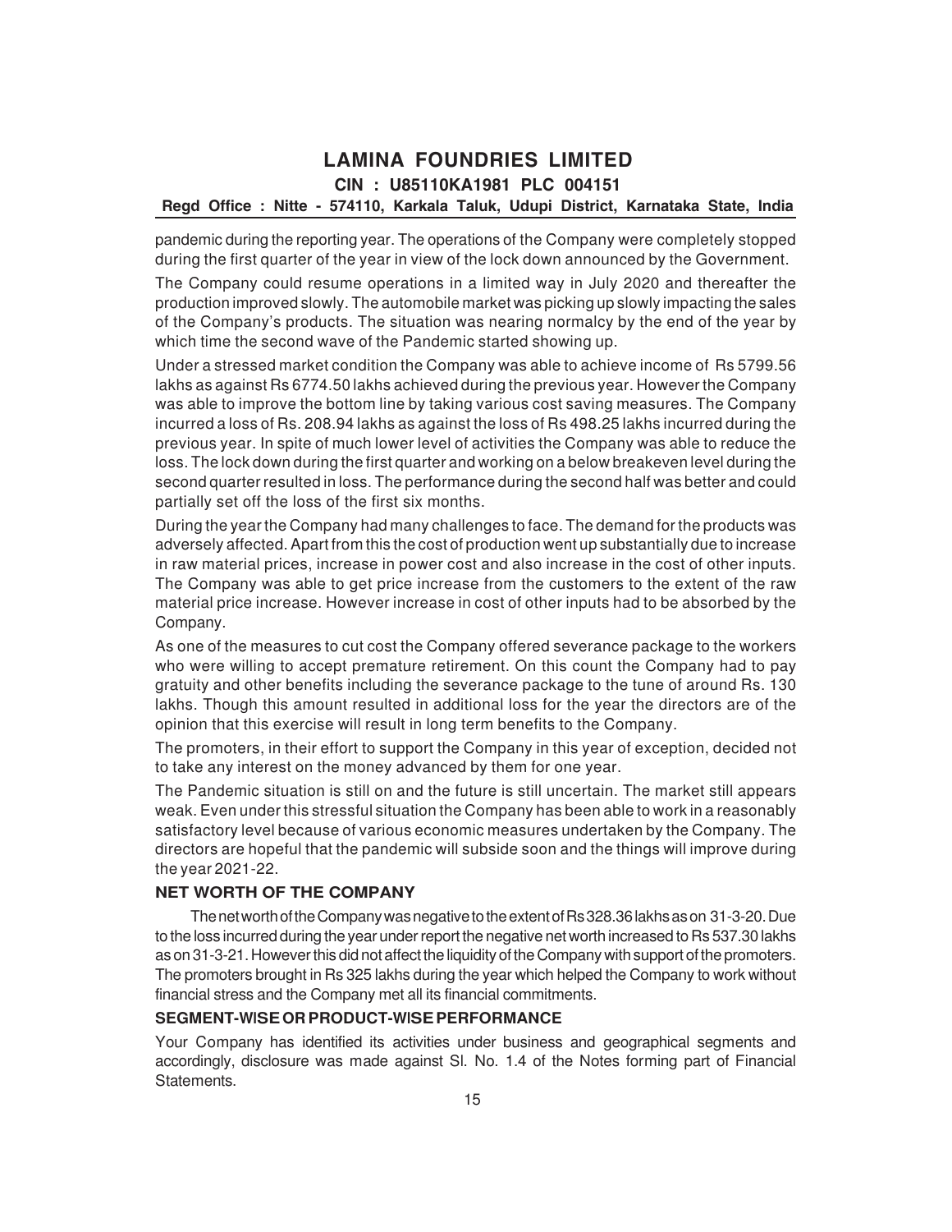pandemic during the reporting year. The operations of the Company were completely stopped during the first quarter of the year in view of the lock down announced by the Government.

The Company could resume operations in a limited way in July 2020 and thereafter the production improved slowly. The automobile market was picking up slowly impacting the sales of the Company's products. The situation was nearing normalcy by the end of the year by which time the second wave of the Pandemic started showing up.

Under a stressed market condition the Company was able to achieve income of Rs 5799.56 lakhs as against Rs 6774.50 lakhs achieved during the previous year. However the Company was able to improve the bottom line by taking various cost saving measures. The Company incurred a loss of Rs. 208.94 lakhs as against the loss of Rs 498.25 lakhs incurred during the previous year. In spite of much lower level of activities the Company was able to reduce the loss. The lock down during the first quarter and working on a below breakeven level during the second quarter resulted in loss. The performance during the second half was better and could partially set off the loss of the first six months.

During the year the Company had many challenges to face. The demand for the products was adversely affected. Apart from this the cost of production went up substantially due to increase in raw material prices, increase in power cost and also increase in the cost of other inputs. The Company was able to get price increase from the customers to the extent of the raw material price increase. However increase in cost of other inputs had to be absorbed by the Company.

As one of the measures to cut cost the Company offered severance package to the workers who were willing to accept premature retirement. On this count the Company had to pay gratuity and other benefits including the severance package to the tune of around Rs. 130 lakhs. Though this amount resulted in additional loss for the year the directors are of the opinion that this exercise will result in long term benefits to the Company.

The promoters, in their effort to support the Company in this year of exception, decided not to take any interest on the money advanced by them for one year.

The Pandemic situation is still on and the future is still uncertain. The market still appears weak. Even under this stressful situation the Company has been able to work in a reasonably satisfactory level because of various economic measures undertaken by the Company. The directors are hopeful that the pandemic will subside soon and the things will improve during the year 2021-22.

## NET WORTH OF THE COMPANY

The net worth of the Company was negative to the extent of Rs 328.36 lakhs as on 31-3-20. Due to the loss incurred during the year under report the negative net worth increased to Rs 537.30 lakhs as on 31-3-21. However this did not affect the liquidity of the Company with support of the promoters. The promoters brought in Rs 325 lakhs during the year which helped the Company to work without financial stress and the Company met all its financial commitments.

## SEGMENT-WISE OR PRODUCT-WISE PERFORMANCE

Your Company has identified its activities under business and geographical segments and accordingly, disclosure was made against Sl. No. 1.4 of the Notes forming part of Financial Statements.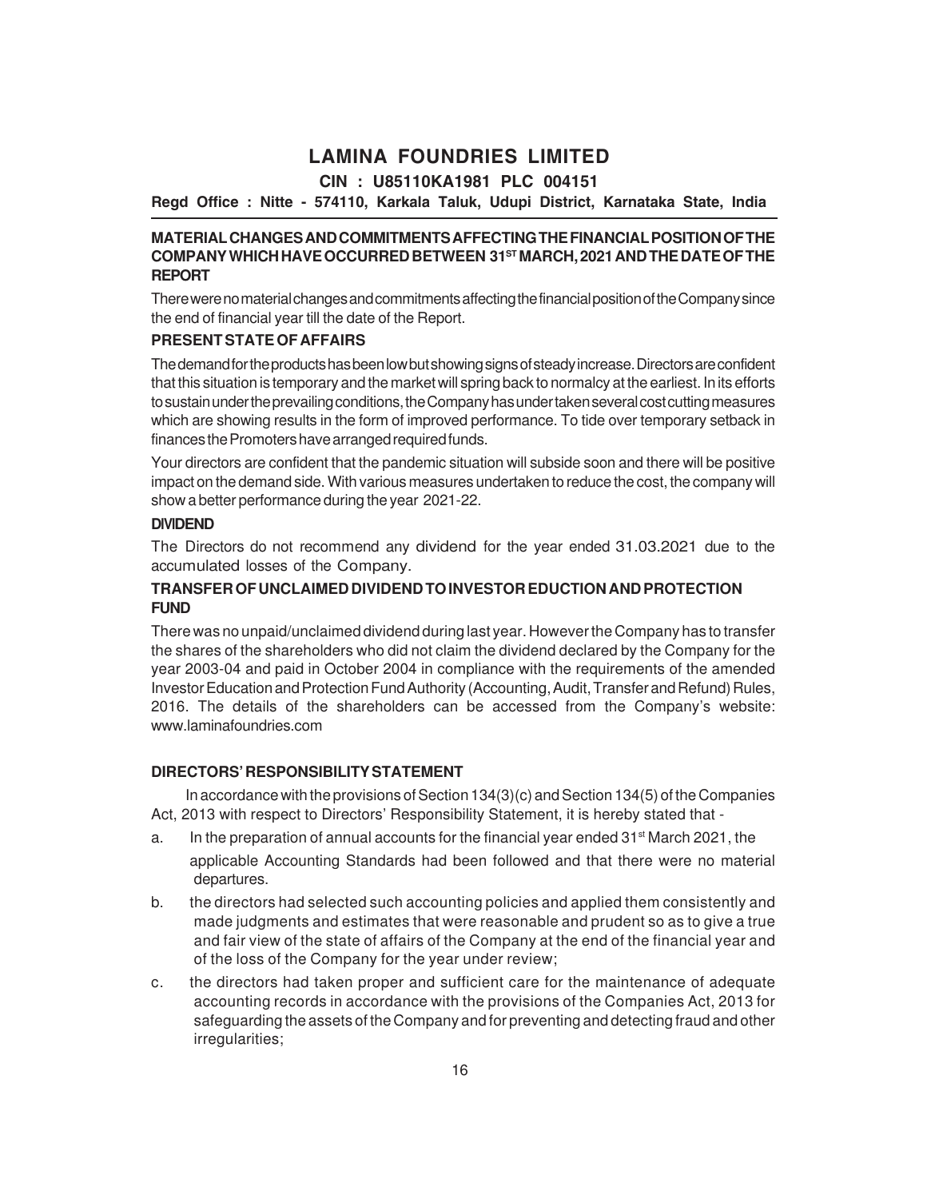# LAMINA FOUNDRIES LIMITED

**CIN : U85110KA1981 PLC 004151**

**Regd Office : Nitte - 574110, Karkala Taluk, Udupi District, Karnataka State, India**

## MATERIAL CHANGES AND COMMITMENTS AFFECTING THE FINANCIAL POSITION OF THE COMPANY WHICH HAVE OCCURRED BETWEEN 31ST MARCH, 2021 AND THE DATE OF THE REPORT

There were no material changes and commitments affecting the financial position of the Company since the end of financial year till the date of the Report.

## PRESENT STATE OF AFFAIRS

The demand for the products has been low but showing signs of steady increase. Directors are confident that this situation is temporary and the market will spring back to normalcy at the earliest. In its efforts to sustain under the prevailing conditions, the Company has undertaken several cost cutting measures which are showing results in the form of improved performance. To tide over temporary setback in finances the Promoters have arranged required funds.

Your directors are confident that the pandemic situation will subside soon and there will be positive impact on the demand side. With various measures undertaken to reduce the cost, the company will show a better performance during the year 2021-22.

## DIVIDEND

The Directors do not recommend any dividend for the year ended 31.03.2021 due to the accumulated losses of the Company.

## TRANSFER OF UNCLAIMED DIVIDEND TO INVESTOR EDUCTION AND PROTECTION FUND

There was no unpaid/unclaimed dividend during last year. However the Company has to transfer the shares of the shareholders who did not claim the dividend declared by the Company for the year 2003-04 and paid in October 2004 in compliance with the requirements of the amended Investor Education and Protection Fund Authority (Accounting, Audit, Transfer and Refund) Rules, 2016. The details of the shareholders can be accessed from the Company's website: www.laminafoundries.com

## DIRECTORS' RESPONSIBILITY STATEMENT

In accordance with the provisions of Section 134(3)(c) and Section 134(5) of the Companies Act, 2013 with respect to Directors' Responsibility Statement, it is hereby stated that -

a. In the preparation of annual accounts for the financial year ended 31st March 2021, the applicable Accounting Standards had been followed and that there were no material departures.

b. the directors had selected such accounting policies and applied them consistently and made judgments and estimates that were reasonable and prudent so as to give a true and fair view of the state of affairs of the Company at the end of the financial year and of the loss of the Company for the year under review;

c. the directors had taken proper and sufficient care for the maintenance of adequate accounting records in accordance with the provisions of the Companies Act, 2013 for safeguarding the assets of the Company and for preventing and detecting fraud and other irregularities;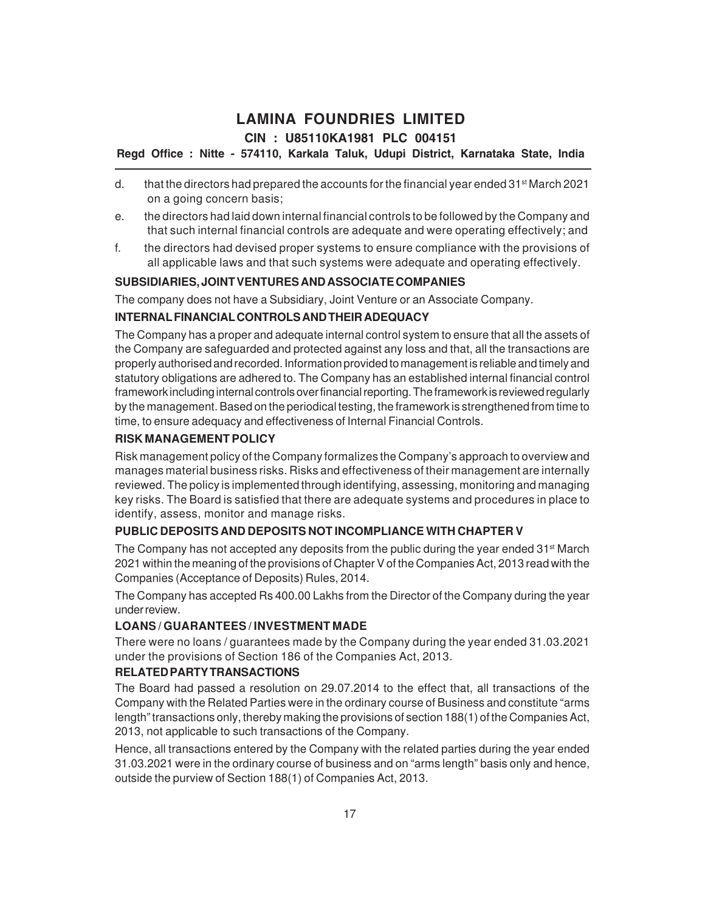d. that the directors had prepared the accounts for the financial year ended 31st March 2021 on a going concern basis;

e. the directors had laid down internal financial controls to be followed by the Company and that such internal financial controls are adequate and were operating effectively; and

f. the directors had devised proper systems to ensure compliance with the provisions of all applicable laws and that such systems were adequate and operating effectively.

**SUBSIDIARIES, JOINT VENTURES AND ASSOCIATE COMPANIES**

The company does not have a Subsidiary, Joint Venture or an Associate Company.

**INTERNAL FINANCIAL CONTROLS AND THEIR ADEQUACY**

The Company has a proper and adequate internal control system to ensure that all the assets of the Company are safeguarded and protected against any loss and that, all the transactions are properly authorised and recorded. Information provided to management is reliable and timely and statutory obligations are adhered to. The Company has an established internal financial control framework including internal controls over financial reporting. The framework is reviewed regularly by the management. Based on the periodical testing, the framework is strengthened from time to time, to ensure adequacy and effectiveness of Internal Financial Controls.

**RISK MANAGEMENT POLICY**

Risk management policy of the Company formalizes the Company's approach to overview and manages material business risks. Risks and effectiveness of their management are internally reviewed. The policy is implemented through identifying, assessing, monitoring and managing key risks. The Board is satisfied that there are adequate systems and procedures in place to identify, assess, monitor and manage risks.

**PUBLIC DEPOSITS AND DEPOSITS NOT INCOMPLIANCE WITH CHAPTER V**

The Company has not accepted any deposits from the public during the year ended 31st March 2021 within the meaning of the provisions of Chapter V of the Companies Act, 2013 read with the Companies (Acceptance of Deposits) Rules, 2014.

The Company has accepted Rs 400.00 Lakhs from the Director of the Company during the year under review.

**LOANS / GUARANTEES / INVESTMENT MADE**

There were no loans / guarantees made by the Company during the year ended 31.03.2021 under the provisions of Section 186 of the Companies Act, 2013.

**RELATED PARTY TRANSACTIONS**

The Board had passed a resolution on 29.07.2014 to the effect that, all transactions of the Company with the Related Parties were in the ordinary course of Business and constitute "arms length" transactions only, thereby making the provisions of section 188(1) of the Companies Act, 2013, not applicable to such transactions of the Company.

Hence, all transactions entered by the Company with the related parties during the year ended 31.03.2021 were in the ordinary course of business and on "arms length" basis only and hence, outside the purview of Section 188(1) of Companies Act, 2013.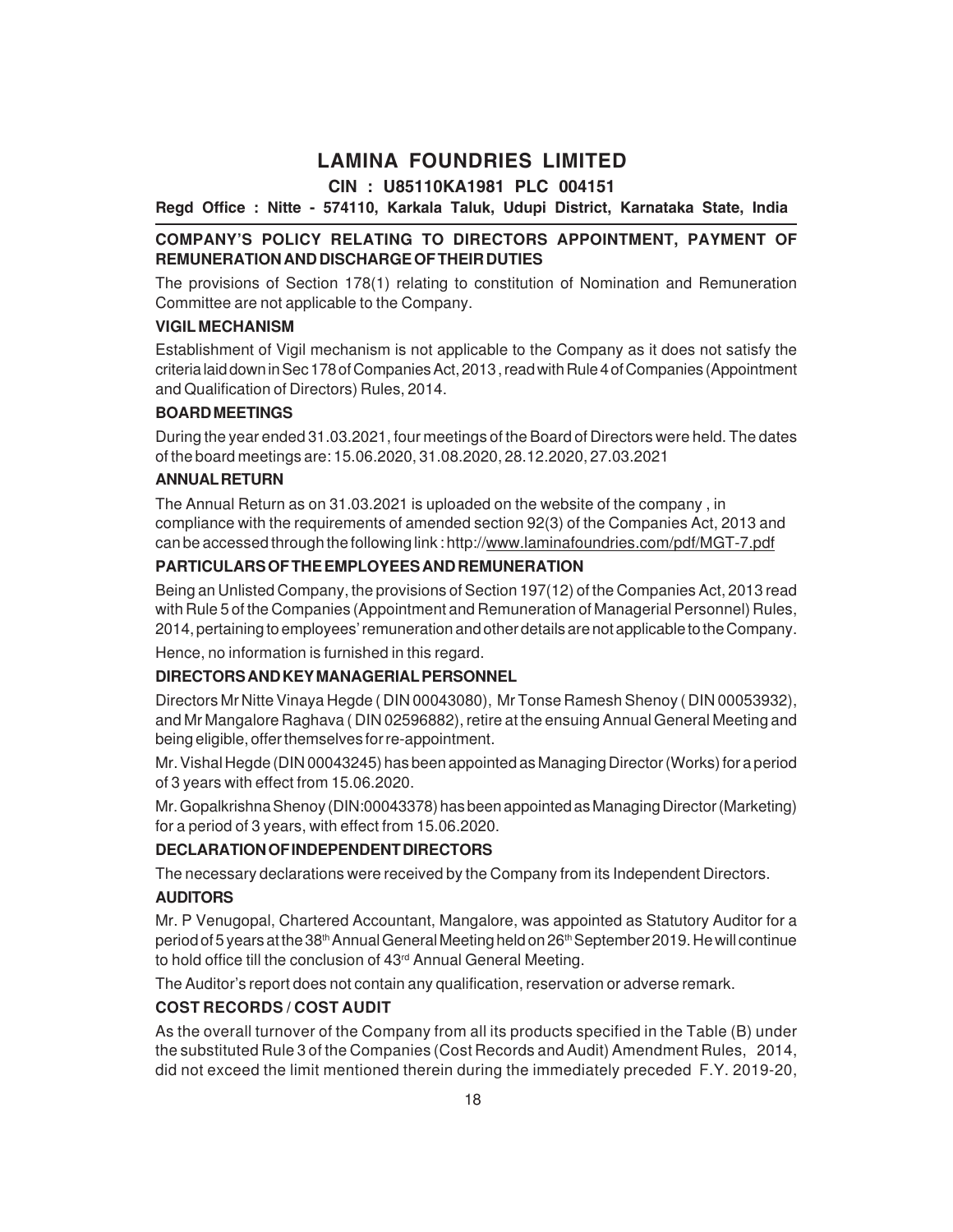# LAMINA FOUNDRIES LIMITED

**CIN : U85110KA1981 PLC 004151**

**Regd Office : Nitte - 574110, Karkala Taluk, Udupi District, Karnataka State, India**

## COMPANY'S POLICY RELATING TO DIRECTORS APPOINTMENT, PAYMENT OF REMUNERATION AND DISCHARGE OF THEIR DUTIES

The provisions of Section 178(1) relating to constitution of Nomination and Remuneration Committee are not applicable to the Company.

### VIGIL MECHANISM

Establishment of Vigil mechanism is not applicable to the Company as it does not satisfy the criteria laid down in Sec 178 of Companies Act, 2013 , read with Rule 4 of Companies (Appointment and Qualification of Directors) Rules, 2014.

### BOARD MEETINGS

During the year ended 31.03.2021, four meetings of the Board of Directors were held. The dates of the board meetings are: 15.06.2020, 31.08.2020, 28.12.2020, 27.03.2021

### ANNUAL RETURN

The Annual Return as on 31.03.2021 is uploaded on the website of the company , in compliance with the requirements of amended section 92(3) of the Companies Act, 2013 and can be accessed through the following link : http://www.laminafoundries.com/pdf/MGT-7.pdf

### PARTICULARS OF THE EMPLOYEES AND REMUNERATION

Being an Unlisted Company, the provisions of Section 197(12) of the Companies Act, 2013 read with Rule 5 of the Companies (Appointment and Remuneration of Managerial Personnel) Rules, 2014, pertaining to employees' remuneration and other details are not applicable to the Company.

Hence, no information is furnished in this regard.

### DIRECTORS AND KEY MANAGERIAL PERSONNEL

Directors Mr Nitte Vinaya Hegde ( DIN 00043080), Mr Tonse Ramesh Shenoy ( DIN 00053932), and Mr Mangalore Raghava ( DIN 02596882), retire at the ensuing Annual General Meeting and being eligible, offer themselves for re-appointment.

Mr. Vishal Hegde (DIN 00043245) has been appointed as Managing Director (Works) for a period of 3 years with effect from 15.06.2020.

Mr. Gopalkrishna Shenoy (DIN:00043378) has been appointed as Managing Director (Marketing) for a period of 3 years, with effect from 15.06.2020.

### DECLARATION OF INDEPENDENT DIRECTORS

The necessary declarations were received by the Company from its Independent Directors.

### AUDITORS

Mr. P Venugopal, Chartered Accountant, Mangalore, was appointed as Statutory Auditor for a period of 5 years at the 38th Annual General Meeting held on 26th September 2019. He will continue to hold office till the conclusion of 43rd Annual General Meeting.

The Auditor's report does not contain any qualification, reservation or adverse remark.

### COST RECORDS / COST AUDIT

As the overall turnover of the Company from all its products specified in the Table (B) under the substituted Rule 3 of the Companies (Cost Records and Audit) Amendment Rules, 2014, did not exceed the limit mentioned therein during the immediately preceded F.Y. 2019-20,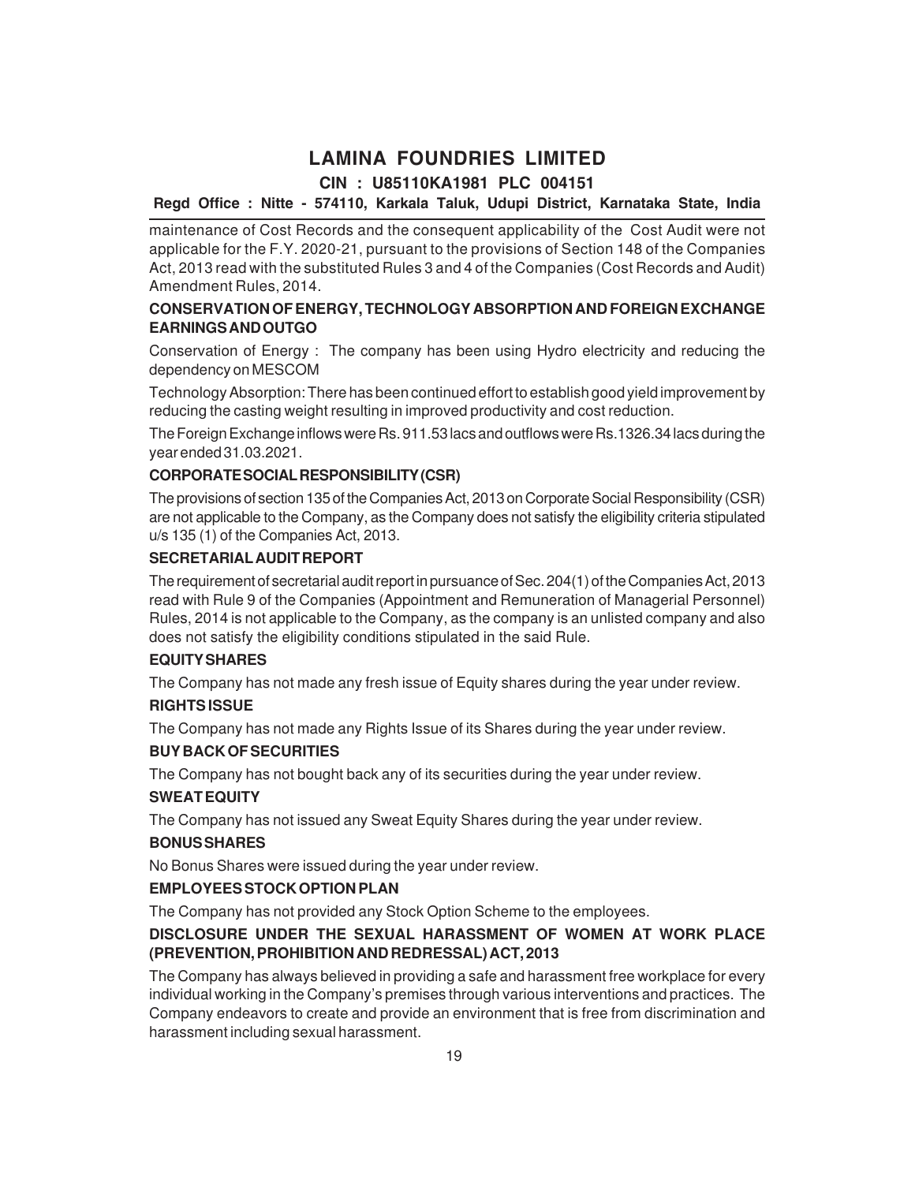maintenance of Cost Records and the consequent applicability of the Cost Audit were not applicable for the F.Y. 2020-21, pursuant to the provisions of Section 148 of the Companies Act, 2013 read with the substituted Rules 3 and 4 of the Companies (Cost Records and Audit) Amendment Rules, 2014.

**CONSERVATION OF ENERGY, TECHNOLOGY ABSORPTION AND FOREIGN EXCHANGE EARNINGS AND OUTGO**

Conservation of Energy : The company has been using Hydro electricity and reducing the dependency on MESCOM

Technology Absorption: There has been continued effort to establish good yield improvement by reducing the casting weight resulting in improved productivity and cost reduction.

The Foreign Exchange inflows were Rs. 911.53 lacs and outflows were Rs.1326.34 lacs during the year ended 31.03.2021.

**CORPORATE SOCIAL RESPONSIBILITY (CSR)**

The provisions of section 135 of the Companies Act, 2013 on Corporate Social Responsibility (CSR) are not applicable to the Company, as the Company does not satisfy the eligibility criteria stipulated u/s 135 (1) of the Companies Act, 2013.

**SECRETARIAL AUDIT REPORT**

The requirement of secretarial audit report in pursuance of Sec. 204(1) of the Companies Act, 2013 read with Rule 9 of the Companies (Appointment and Remuneration of Managerial Personnel) Rules, 2014 is not applicable to the Company, as the company is an unlisted company and also does not satisfy the eligibility conditions stipulated in the said Rule.

**EQUITY SHARES**

The Company has not made any fresh issue of Equity shares during the year under review.

**RIGHTS ISSUE**

The Company has not made any Rights Issue of its Shares during the year under review.

**BUY BACK OF SECURITIES**

The Company has not bought back any of its securities during the year under review.

**SWEAT EQUITY**

The Company has not issued any Sweat Equity Shares during the year under review.

**BONUS SHARES**

No Bonus Shares were issued during the year under review.

**EMPLOYEES STOCK OPTION PLAN**

The Company has not provided any Stock Option Scheme to the employees.

**DISCLOSURE UNDER THE SEXUAL HARASSMENT OF WOMEN AT WORK PLACE (PREVENTION, PROHIBITION AND REDRESSAL) ACT, 2013**

The Company has always believed in providing a safe and harassment free workplace for every individual working in the Company's premises through various interventions and practices. The Company endeavors to create and provide an environment that is free from discrimination and harassment including sexual harassment.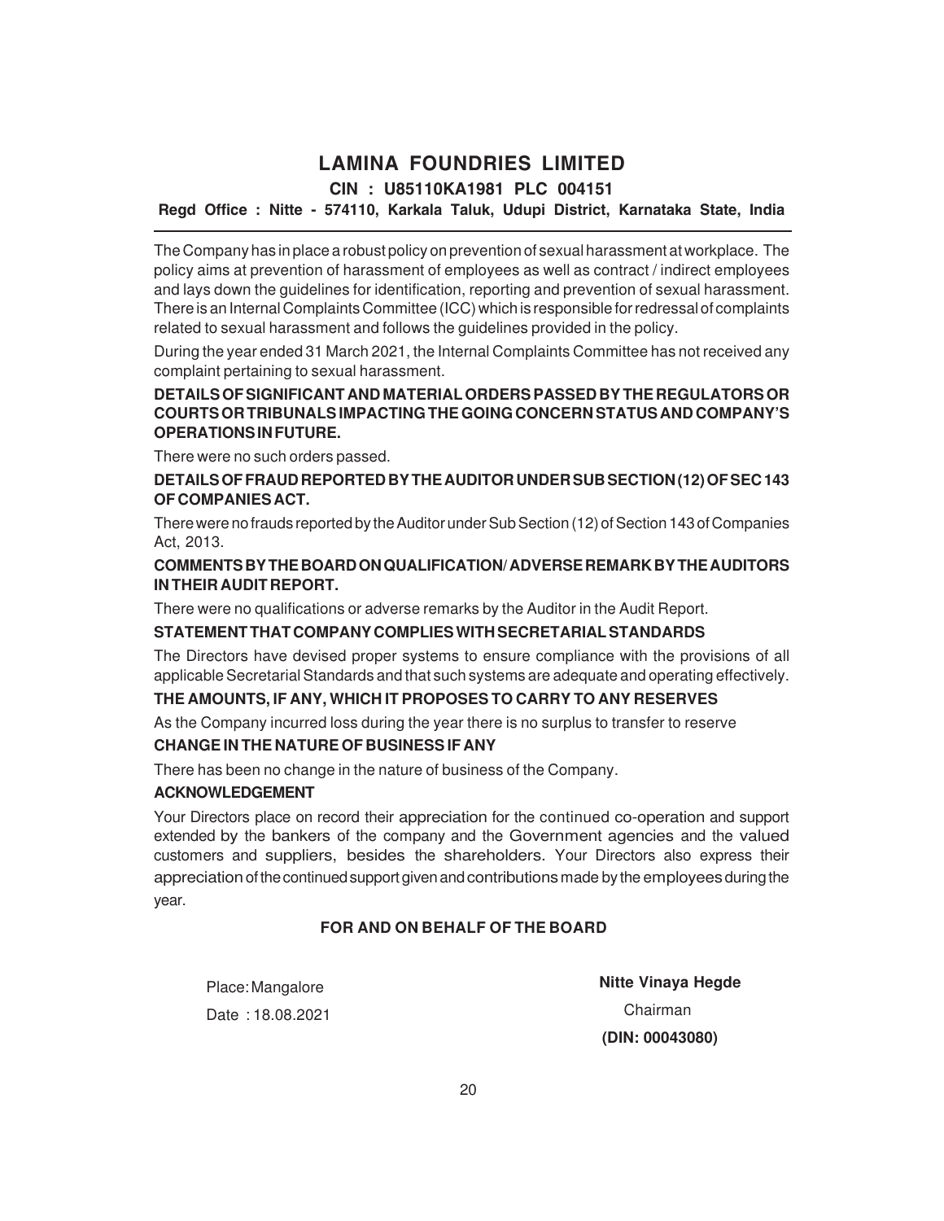# LAMINA FOUNDRIES LIMITED

**CIN : U85110KA1981 PLC 004151**

**Regd Office : Nitte - 574110, Karkala Taluk, Udupi District, Karnataka State, India**

The Company has in place a robust policy on prevention of sexual harassment at workplace. The policy aims at prevention of harassment of employees as well as contract / indirect employees and lays down the guidelines for identification, reporting and prevention of sexual harassment. There is an Internal Complaints Committee (ICC) which is responsible for redressal of complaints related to sexual harassment and follows the guidelines provided in the policy.

During the year ended 31 March 2021, the Internal Complaints Committee has not received any complaint pertaining to sexual harassment.

**DETAILS OF SIGNIFICANT AND MATERIAL ORDERS PASSED BY THE REGULATORS OR COURTS OR TRIBUNALS IMPACTING THE GOING CONCERN STATUS AND COMPANY'S OPERATIONS IN FUTURE.**

There were no such orders passed.

**DETAILS OF FRAUD REPORTED BY THE AUDITOR UNDER SUB SECTION (12) OF SEC 143 OF COMPANIES ACT.**

There were no frauds reported by the Auditor under Sub Section (12) of Section 143 of Companies Act, 2013.

**COMMENTS BY THE BOARD ON QUALIFICATION/ ADVERSE REMARK BY THE AUDITORS IN THEIR AUDIT REPORT.**

There were no qualifications or adverse remarks by the Auditor in the Audit Report.

**STATEMENT THAT COMPANY COMPLIES WITH SECRETARIAL STANDARDS**

The Directors have devised proper systems to ensure compliance with the provisions of all applicable Secretarial Standards and that such systems are adequate and operating effectively.

**THE AMOUNTS, IF ANY, WHICH IT PROPOSES TO CARRY TO ANY RESERVES**

As the Company incurred loss during the year there is no surplus to transfer to reserve

**CHANGE IN THE NATURE OF BUSINESS IF ANY**

There has been no change in the nature of business of the Company.

**ACKNOWLEDGEMENT**

Your Directors place on record their appreciation for the continued co-operation and support extended by the bankers of the company and the Government agencies and the valued customers and suppliers, besides the shareholders. Your Directors also express their appreciation of the continued support given and contributions made by the employees during the year.

**FOR AND ON BEHALF OF THE BOARD**

Place: Mangalore
Date : 18.08.2021

**Nitte Vinaya Hegde**
Chairman
**(DIN: 00043080)**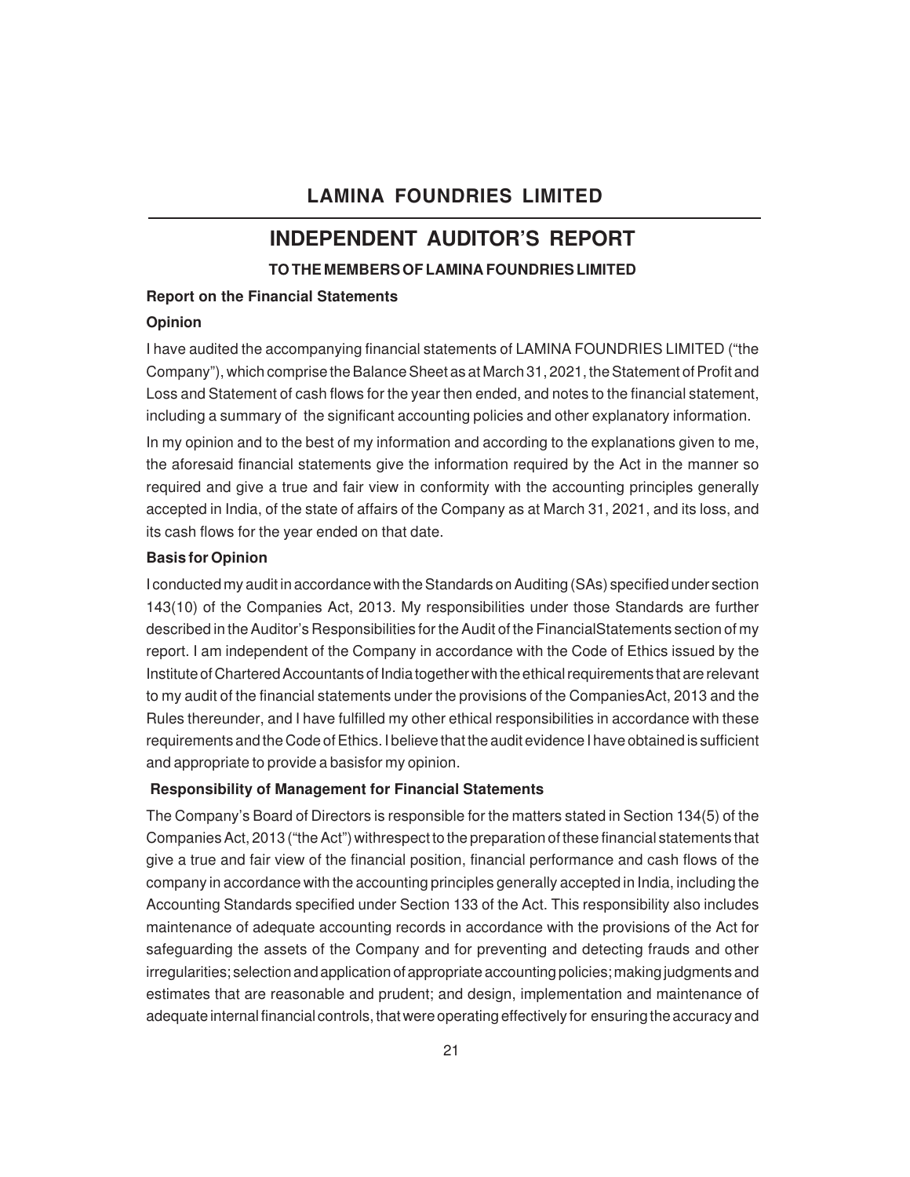# LAMINA FOUNDRIES LIMITED

## INDEPENDENT AUDITOR'S REPORT

**TO THE MEMBERS OF LAMINA FOUNDRIES LIMITED**

**Report on the Financial Statements**

**Opinion**

I have audited the accompanying financial statements of LAMINA FOUNDRIES LIMITED ("the Company"), which comprise the Balance Sheet as at March 31, 2021, the Statement of Profit and Loss and Statement of cash flows for the year then ended, and notes to the financial statement, including a summary of the significant accounting policies and other explanatory information.

In my opinion and to the best of my information and according to the explanations given to me, the aforesaid financial statements give the information required by the Act in the manner so required and give a true and fair view in conformity with the accounting principles generally accepted in India, of the state of affairs of the Company as at March 31, 2021, and its loss, and its cash flows for the year ended on that date.

**Basis for Opinion**

I conducted my audit in accordance with the Standards on Auditing (SAs) specified under section 143(10) of the Companies Act, 2013. My responsibilities under those Standards are further described in the Auditor's Responsibilities for the Audit of the FinancialStatements section of my report. I am independent of the Company in accordance with the Code of Ethics issued by the Institute of Chartered Accountants of India together with the ethical requirements that are relevant to my audit of the financial statements under the provisions of the CompaniesAct, 2013 and the Rules thereunder, and I have fulfilled my other ethical responsibilities in accordance with these requirements and the Code of Ethics. I believe that the audit evidence I have obtained is sufficient and appropriate to provide a basisfor my opinion.

**Responsibility of Management for Financial Statements**

The Company's Board of Directors is responsible for the matters stated in Section 134(5) of the Companies Act, 2013 ("the Act") withrespect to the preparation of these financial statements that give a true and fair view of the financial position, financial performance and cash flows of the company in accordance with the accounting principles generally accepted in India, including the Accounting Standards specified under Section 133 of the Act. This responsibility also includes maintenance of adequate accounting records in accordance with the provisions of the Act for safeguarding the assets of the Company and for preventing and detecting frauds and other irregularities; selection and application of appropriate accounting policies; making judgments and estimates that are reasonable and prudent; and design, implementation and maintenance of adequate internal financial controls, that were operating effectively for ensuring the accuracy and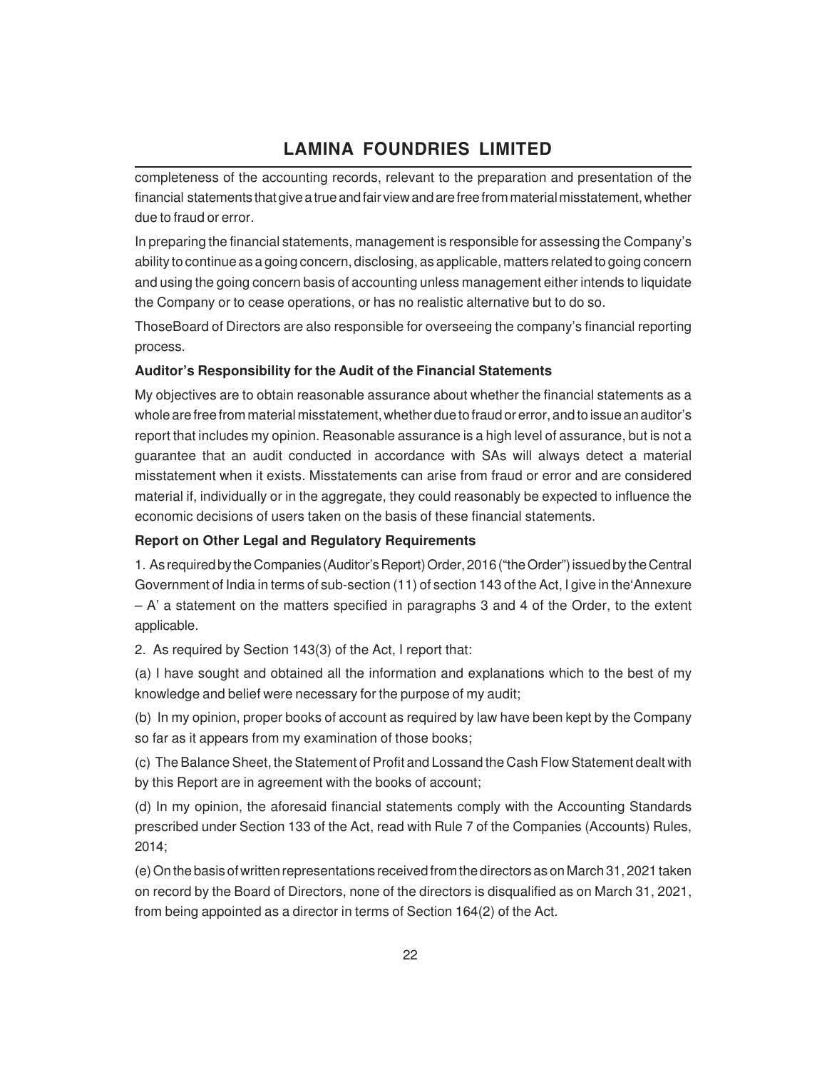completeness of the accounting records, relevant to the preparation and presentation of the financial statements that give a true and fair view and are free from material misstatement, whether due to fraud or error.

In preparing the financial statements, management is responsible for assessing the Company's ability to continue as a going concern, disclosing, as applicable, matters related to going concern and using the going concern basis of accounting unless management either intends to liquidate the Company or to cease operations, or has no realistic alternative but to do so.

ThoseBoard of Directors are also responsible for overseeing the company's financial reporting process.

**Auditor's Responsibility for the Audit of the Financial Statements**

My objectives are to obtain reasonable assurance about whether the financial statements as a whole are free from material misstatement, whether due to fraud or error, and to issue an auditor's report that includes my opinion. Reasonable assurance is a high level of assurance, but is not a guarantee that an audit conducted in accordance with SAs will always detect a material misstatement when it exists. Misstatements can arise from fraud or error and are considered material if, individually or in the aggregate, they could reasonably be expected to influence the economic decisions of users taken on the basis of these financial statements.

**Report on Other Legal and Regulatory Requirements**

1. As required by the Companies (Auditor's Report) Order, 2016 ("the Order") issued by the Central Government of India in terms of sub-section (11) of section 143 of the Act, I give in the'Annexure – A' a statement on the matters specified in paragraphs 3 and 4 of the Order, to the extent applicable.

2. As required by Section 143(3) of the Act, I report that:

(a) I have sought and obtained all the information and explanations which to the best of my knowledge and belief were necessary for the purpose of my audit;

(b) In my opinion, proper books of account as required by law have been kept by the Company so far as it appears from my examination of those books;

(c) The Balance Sheet, the Statement of Profit and Lossand the Cash Flow Statement dealt with by this Report are in agreement with the books of account;

(d) In my opinion, the aforesaid financial statements comply with the Accounting Standards prescribed under Section 133 of the Act, read with Rule 7 of the Companies (Accounts) Rules, 2014;

(e) On the basis of written representations received from the directors as on March 31, 2021 taken on record by the Board of Directors, none of the directors is disqualified as on March 31, 2021, from being appointed as a director in terms of Section 164(2) of the Act.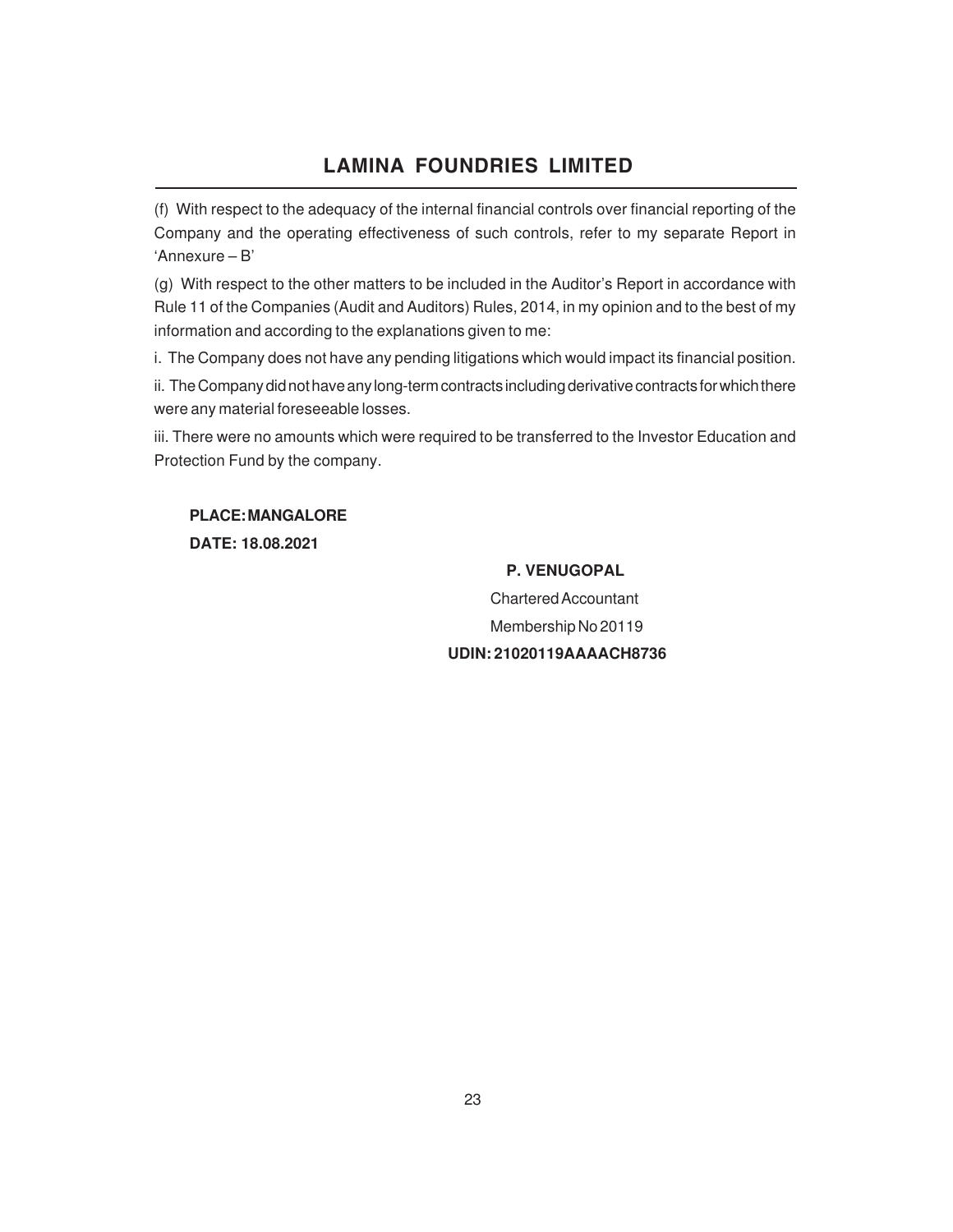(f) With respect to the adequacy of the internal financial controls over financial reporting of the Company and the operating effectiveness of such controls, refer to my separate Report in 'Annexure – B'

(g) With respect to the other matters to be included in the Auditor's Report in accordance with Rule 11 of the Companies (Audit and Auditors) Rules, 2014, in my opinion and to the best of my information and according to the explanations given to me:

i. The Company does not have any pending litigations which would impact its financial position.

ii. The Company did not have any long-term contracts including derivative contracts for which there were any material foreseeable losses.

iii. There were no amounts which were required to be transferred to the Investor Education and Protection Fund by the company.

**PLACE: MANGALORE**
**DATE: 18.08.2021**

**P. VENUGOPAL**
Chartered Accountant
Membership No 20119
**UDIN: 21020119AAAACH8736**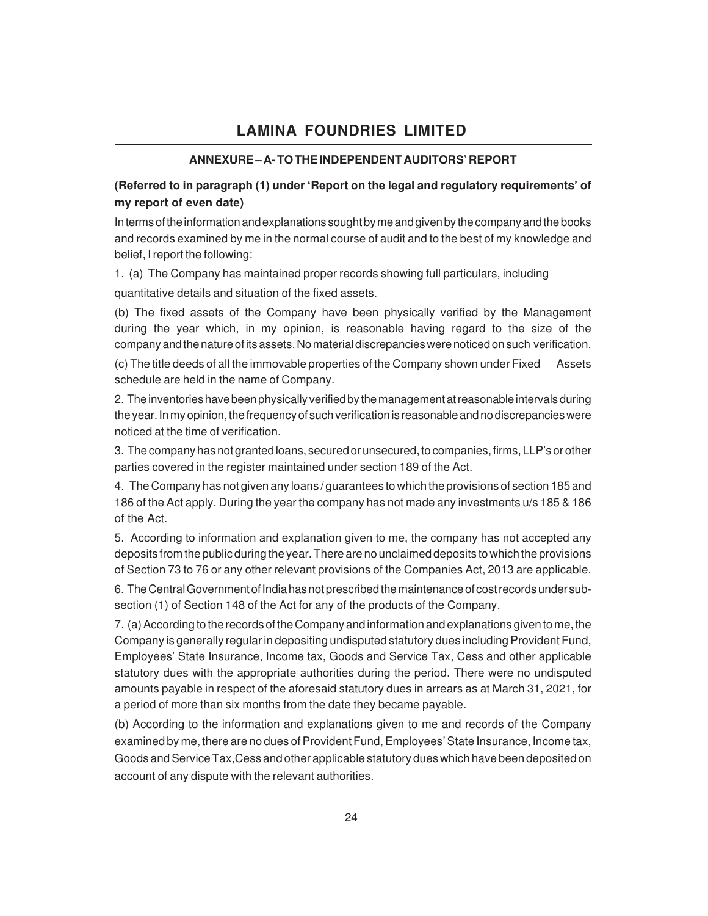# LAMINA FOUNDRIES LIMITED

## ANNEXURE – A- TO THE INDEPENDENT AUDITORS' REPORT

**(Referred to in paragraph (1) under 'Report on the legal and regulatory requirements' of my report of even date)**

In terms of the information and explanations sought by me and given by the company and the books and records examined by me in the normal course of audit and to the best of my knowledge and belief, I report the following:

1. (a) The Company has maintained proper records showing full particulars, including quantitative details and situation of the fixed assets.

(b) The fixed assets of the Company have been physically verified by the Management during the year which, in my opinion, is reasonable having regard to the size of the company and the nature of its assets. No material discrepancies were noticed on such verification.

(c) The title deeds of all the immovable properties of the Company shown under Fixed Assets schedule are held in the name of Company.

2. The inventories have been physically verified by the management at reasonable intervals during the year. In my opinion, the frequency of such verification is reasonable and no discrepancies were noticed at the time of verification.

3. The company has not granted loans, secured or unsecured, to companies, firms, LLP's or other parties covered in the register maintained under section 189 of the Act.

4. The Company has not given any loans / guarantees to which the provisions of section 185 and 186 of the Act apply. During the year the company has not made any investments u/s 185 & 186 of the Act.

5. According to information and explanation given to me, the company has not accepted any deposits from the public during the year. There are no unclaimed deposits to which the provisions of Section 73 to 76 or any other relevant provisions of the Companies Act, 2013 are applicable.

6. The Central Government of India has not prescribed the maintenance of cost records under sub-section (1) of Section 148 of the Act for any of the products of the Company.

7. (a) According to the records of the Company and information and explanations given to me, the Company is generally regular in depositing undisputed statutory dues including Provident Fund, Employees' State Insurance, Income tax, Goods and Service Tax, Cess and other applicable statutory dues with the appropriate authorities during the period. There were no undisputed amounts payable in respect of the aforesaid statutory dues in arrears as at March 31, 2021, for a period of more than six months from the date they became payable.

(b) According to the information and explanations given to me and records of the Company examined by me, there are no dues of Provident Fund, Employees' State Insurance, Income tax, Goods and Service Tax,Cess and other applicable statutory dues which have been deposited on account of any dispute with the relevant authorities.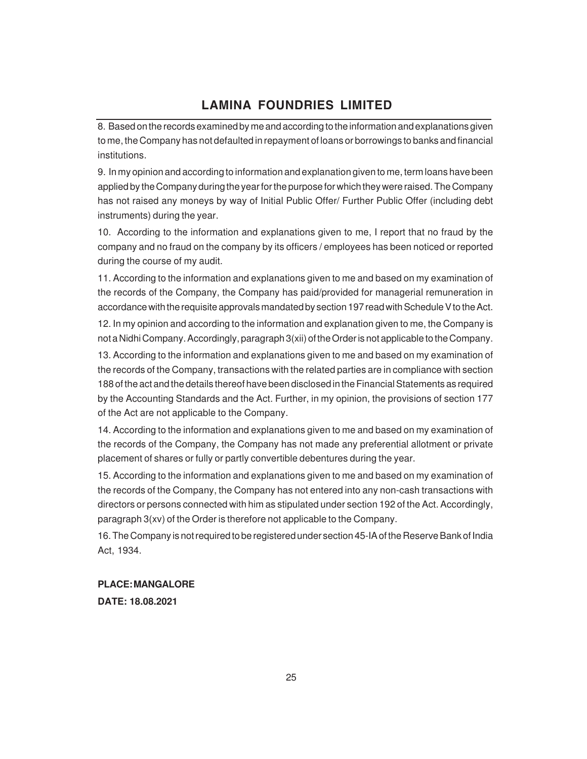8. Based on the records examined by me and according to the information and explanations given to me, the Company has not defaulted in repayment of loans or borrowings to banks and financial institutions.

9. In my opinion and according to information and explanation given to me, term loans have been applied by the Company during the year for the purpose for which they were raised. The Company has not raised any moneys by way of Initial Public Offer/ Further Public Offer (including debt instruments) during the year.

10. According to the information and explanations given to me, I report that no fraud by the company and no fraud on the company by its officers / employees has been noticed or reported during the course of my audit.

11. According to the information and explanations given to me and based on my examination of the records of the Company, the Company has paid/provided for managerial remuneration in accordance with the requisite approvals mandated by section 197 read with Schedule V to the Act.

12. In my opinion and according to the information and explanation given to me, the Company is not a Nidhi Company. Accordingly, paragraph 3(xii) of the Order is not applicable to the Company.

13. According to the information and explanations given to me and based on my examination of the records of the Company, transactions with the related parties are in compliance with section 188 of the act and the details thereof have been disclosed in the Financial Statements as required by the Accounting Standards and the Act. Further, in my opinion, the provisions of section 177 of the Act are not applicable to the Company.

14. According to the information and explanations given to me and based on my examination of the records of the Company, the Company has not made any preferential allotment or private placement of shares or fully or partly convertible debentures during the year.

15. According to the information and explanations given to me and based on my examination of the records of the Company, the Company has not entered into any non-cash transactions with directors or persons connected with him as stipulated under section 192 of the Act. Accordingly, paragraph 3(xv) of the Order is therefore not applicable to the Company.

16. The Company is not required to be registered under section 45-IA of the Reserve Bank of India Act, 1934.

**PLACE: MANGALORE**

**DATE: 18.08.2021**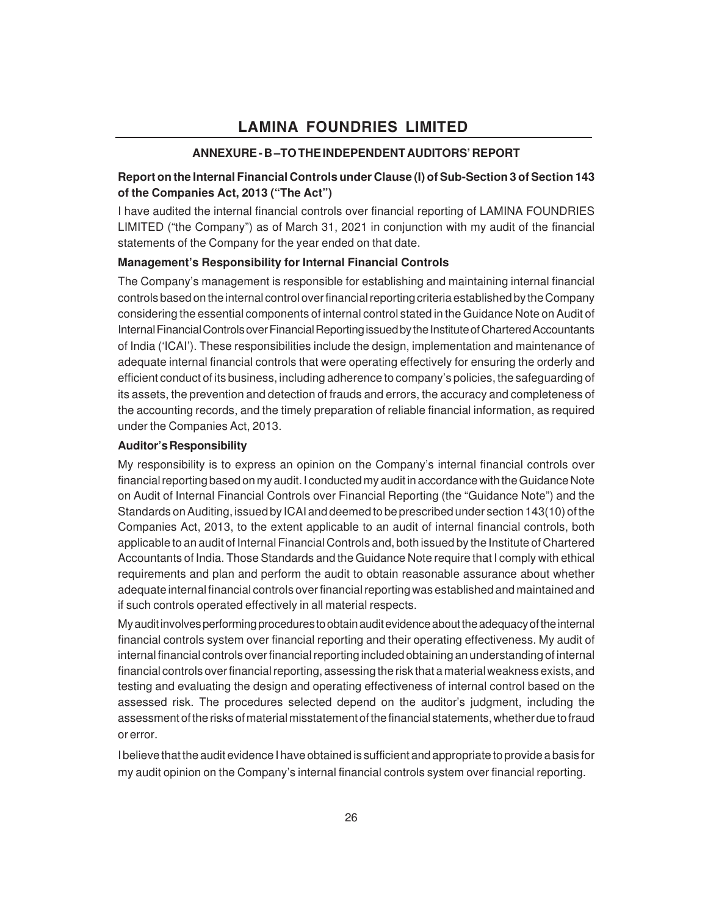# LAMINA FOUNDRIES LIMITED

## ANNEXURE - B –TO THE INDEPENDENT AUDITORS' REPORT

### Report on the Internal Financial Controls under Clause (I) of Sub-Section 3 of Section 143 of the Companies Act, 2013 ("The Act")

I have audited the internal financial controls over financial reporting of LAMINA FOUNDRIES LIMITED ("the Company") as of March 31, 2021 in conjunction with my audit of the financial statements of the Company for the year ended on that date.

**Management's Responsibility for Internal Financial Controls**

The Company's management is responsible for establishing and maintaining internal financial controls based on the internal control over financial reporting criteria established by the Company considering the essential components of internal control stated in the Guidance Note on Audit of Internal Financial Controls over Financial Reporting issued by the Institute of Chartered Accountants of India ('ICAI'). These responsibilities include the design, implementation and maintenance of adequate internal financial controls that were operating effectively for ensuring the orderly and efficient conduct of its business, including adherence to company's policies, the safeguarding of its assets, the prevention and detection of frauds and errors, the accuracy and completeness of the accounting records, and the timely preparation of reliable financial information, as required under the Companies Act, 2013.

**Auditor's Responsibility**

My responsibility is to express an opinion on the Company's internal financial controls over financial reporting based on my audit. I conducted my audit in accordance with the Guidance Note on Audit of Internal Financial Controls over Financial Reporting (the "Guidance Note") and the Standards on Auditing, issued by ICAI and deemed to be prescribed under section 143(10) of the Companies Act, 2013, to the extent applicable to an audit of internal financial controls, both applicable to an audit of Internal Financial Controls and, both issued by the Institute of Chartered Accountants of India. Those Standards and the Guidance Note require that I comply with ethical requirements and plan and perform the audit to obtain reasonable assurance about whether adequate internal financial controls over financial reporting was established and maintained and if such controls operated effectively in all material respects.

My audit involves performing procedures to obtain audit evidence about the adequacy of the internal financial controls system over financial reporting and their operating effectiveness. My audit of internal financial controls over financial reporting included obtaining an understanding of internal financial controls over financial reporting, assessing the risk that a material weakness exists, and testing and evaluating the design and operating effectiveness of internal control based on the assessed risk. The procedures selected depend on the auditor's judgment, including the assessment of the risks of material misstatement of the financial statements, whether due to fraud or error.

I believe that the audit evidence I have obtained is sufficient and appropriate to provide a basis for my audit opinion on the Company's internal financial controls system over financial reporting.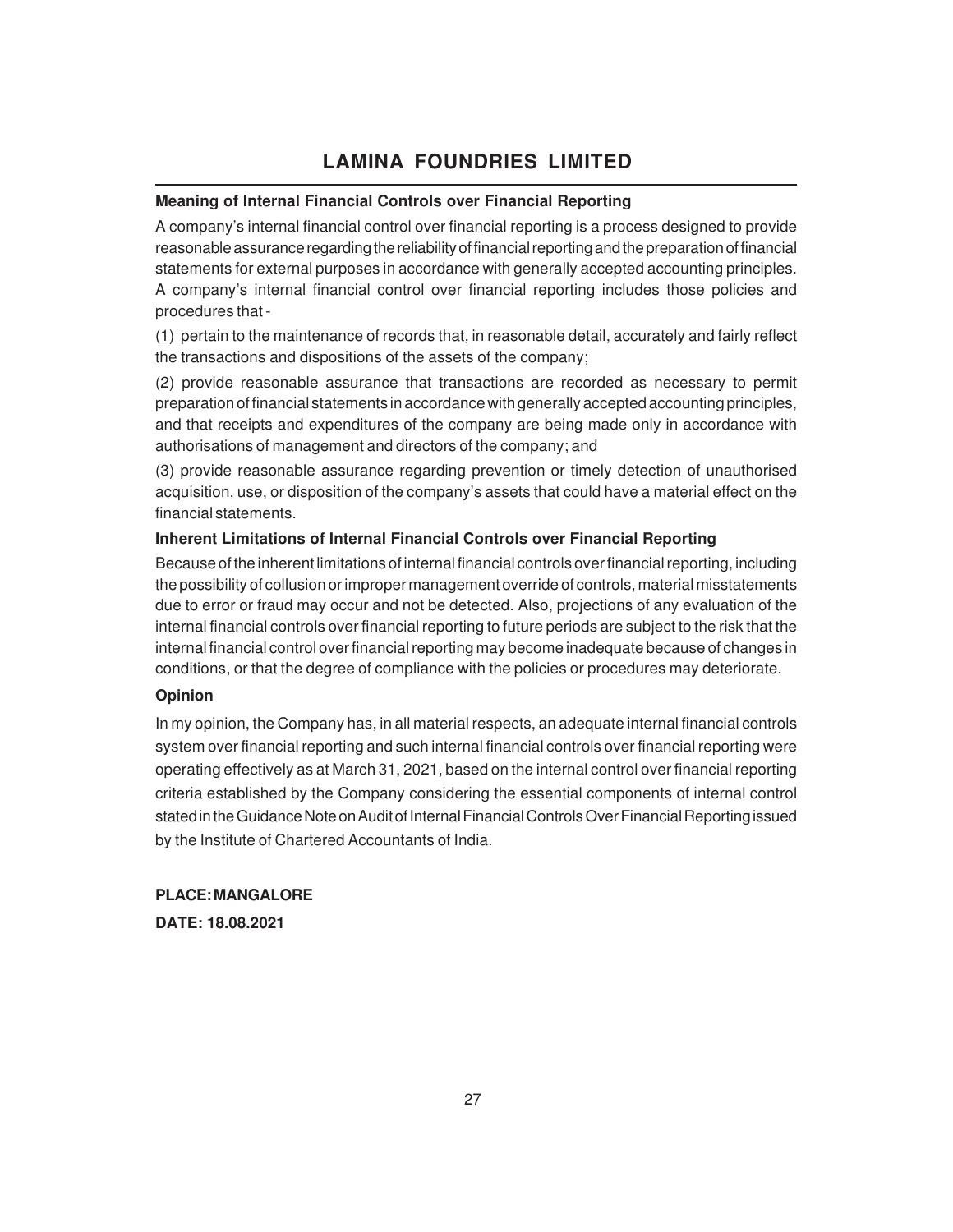#### Meaning of Internal Financial Controls over Financial Reporting

A company's internal financial control over financial reporting is a process designed to provide reasonable assurance regarding the reliability of financial reporting and the preparation of financial statements for external purposes in accordance with generally accepted accounting principles. A company's internal financial control over financial reporting includes those policies and procedures that -

(1) pertain to the maintenance of records that, in reasonable detail, accurately and fairly reflect the transactions and dispositions of the assets of the company;

(2) provide reasonable assurance that transactions are recorded as necessary to permit preparation of financial statements in accordance with generally accepted accounting principles, and that receipts and expenditures of the company are being made only in accordance with authorisations of management and directors of the company; and

(3) provide reasonable assurance regarding prevention or timely detection of unauthorised acquisition, use, or disposition of the company's assets that could have a material effect on the financial statements.

#### Inherent Limitations of Internal Financial Controls over Financial Reporting

Because of the inherent limitations of internal financial controls over financial reporting, including the possibility of collusion or improper management override of controls, material misstatements due to error or fraud may occur and not be detected. Also, projections of any evaluation of the internal financial controls over financial reporting to future periods are subject to the risk that the internal financial control over financial reporting may become inadequate because of changes in conditions, or that the degree of compliance with the policies or procedures may deteriorate.

#### Opinion

In my opinion, the Company has, in all material respects, an adequate internal financial controls system over financial reporting and such internal financial controls over financial reporting were operating effectively as at March 31, 2021, based on the internal control over financial reporting criteria established by the Company considering the essential components of internal control stated in the Guidance Note on Audit of Internal Financial Controls Over Financial Reporting issued by the Institute of Chartered Accountants of India.

**PLACE: MANGALORE**

**DATE: 18.08.2021**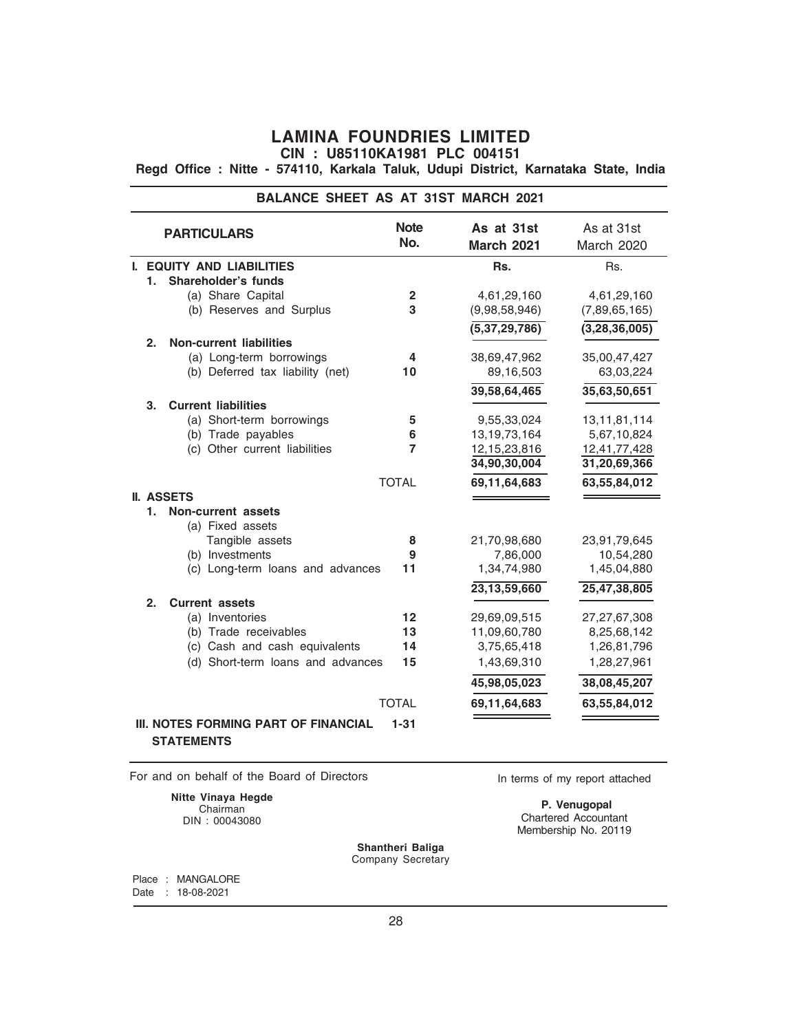# LAMINA FOUNDRIES LIMITED

**CIN : U85110KA1981 PLC 004151**

**Regd Office : Nitte - 574110, Karkala Taluk, Udupi District, Karnataka State, India**

## BALANCE SHEET AS AT 31ST MARCH 2021

| PARTICULARS | Note No. | As at 31st March 2021 | As at 31st March 2020 |
|---|---|---|---|
| **I. EQUITY AND LIABILITIES** | | **Rs.** | Rs. |
| **1. Shareholder's funds** | | | |
| (a) Share Capital | 2 | 4,61,29,160 | 4,61,29,160 |
| (b) Reserves and Surplus | 3 | (9,98,58,946) | (7,89,65,165) |
| | | **(5,37,29,786)** | **(3,28,36,005)** |
| **2. Non-current liabilities** | | | |
| (a) Long-term borrowings | 4 | 38,69,47,962 | 35,00,47,427 |
| (b) Deferred tax liability (net) | 10 | 89,16,503 | 63,03,224 |
| | | **39,58,64,465** | **35,63,50,651** |
| **3. Current liabilities** | | | |
| (a) Short-term borrowings | 5 | 9,55,33,024 | 13,11,81,114 |
| (b) Trade payables | 6 | 13,19,73,164 | 5,67,10,824 |
| (c) Other current liabilities | 7 | 12,15,23,816 | 12,41,77,428 |
| | | **34,90,30,004** | **31,20,69,366** |
| | TOTAL | **69,11,64,683** | **63,55,84,012** |
| **II. ASSETS** | | | |
| **1. Non-current assets** | | | |
| (a) Fixed assets | | | |
| Tangible assets | 8 | 21,70,98,680 | 23,91,79,645 |
| (b) Investments | 9 | 7,86,000 | 10,54,280 |
| (c) Long-term loans and advances | 11 | 1,34,74,980 | 1,45,04,880 |
| | | **23,13,59,660** | **25,47,38,805** |
| **2. Current assets** | | | |
| (a) Inventories | 12 | 29,69,09,515 | 27,27,67,308 |
| (b) Trade receivables | 13 | 11,09,60,780 | 8,25,68,142 |
| (c) Cash and cash equivalents | 14 | 3,75,65,418 | 1,26,81,796 |
| (d) Short-term loans and advances | 15 | 1,43,69,310 | 1,28,27,961 |
| | | **45,98,05,023** | **38,08,45,207** |
| | TOTAL | **69,11,64,683** | **63,55,84,012** |
| **III. NOTES FORMING PART OF FINANCIAL STATEMENTS** | 1-31 | | |

For and on behalf of the Board of Directors

**Nitte Vinaya Hegde**
Chairman
DIN : 00043080

In terms of my report attached

**P. Venugopal**
Chartered Accountant
Membership No. 20119

**Shantheri Baliga**
Company Secretary

Place : MANGALORE
Date : 18-08-2021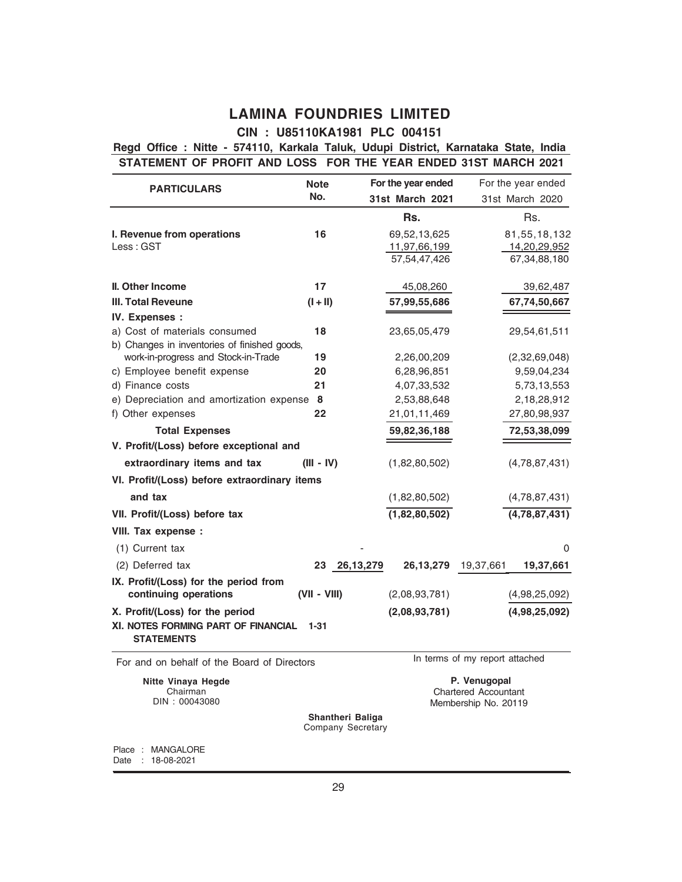# LAMINA FOUNDRIES LIMITED

**CIN : U85110KA1981 PLC 004151**

**Regd Office : Nitte - 574110, Karkala Taluk, Udupi District, Karnataka State, India**

**STATEMENT OF PROFIT AND LOSS FOR THE YEAR ENDED 31ST MARCH 2021**

| PARTICULARS | Note No. | | For the year ended 31st March 2021 | | For the year ended 31st March 2020 |
|---|---|---|---|---|---|
| | | | Rs. | | Rs. |
| **I. Revenue from operations** | **16** | | 69,52,13,625 | | 81,55,18,132 |
| Less : GST | | | 11,97,66,199 | | 14,20,29,952 |
| | | | 57,54,47,426 | | 67,34,88,180 |
| **II. Other Income** | **17** | | 45,08,260 | | 39,62,487 |
| **III. Total Reveune** | **(I + II)** | | **57,99,55,686** | | **67,74,50,667** |
| **IV. Expenses :** | | | | | |
| a) Cost of materials consumed | **18** | | 23,65,05,479 | | 29,54,61,511 |
| b) Changes in inventories of finished goods, work-in-progress and Stock-in-Trade | **19** | | 2,26,00,209 | | (2,32,69,048) |
| c) Employee benefit expense | **20** | | 6,28,96,851 | | 9,59,04,234 |
| d) Finance costs | **21** | | 4,07,33,532 | | 5,73,13,553 |
| e) Depreciation and amortization expense | **8** | | 2,53,88,648 | | 2,18,28,912 |
| f) Other expenses | **22** | | 21,01,11,469 | | 27,80,98,937 |
| **Total Expenses** | | | **59,82,36,188** | | **72,53,38,099** |
| **V. Profit/(Loss) before exceptional and extraordinary items and tax** | **(III - IV)** | | (1,82,80,502) | | (4,78,87,431) |
| **VI. Profit/(Loss) before extraordinary items and tax** | | | (1,82,80,502) | | (4,78,87,431) |
| **VII. Profit/(Loss) before tax** | | | **(1,82,80,502)** | | **(4,78,87,431)** |
| **VIII. Tax expense :** | | | | | |
| (1) Current tax | | - | | | 0 |
| (2) Deferred tax | **23** | **26,13,279** | **26,13,279** | 19,37,661 | **19,37,661** |
| **IX. Profit/(Loss) for the period from continuing operations** | **(VII - VIII)** | | (2,08,93,781) | | (4,98,25,092) |
| **X. Profit/(Loss) for the period** | | | **(2,08,93,781)** | | **(4,98,25,092)** |
| **XI. NOTES FORMING PART OF FINANCIAL STATEMENTS** | **1-31** | | | | |

For and on behalf of the Board of Directors

In terms of my report attached

**Nitte Vinaya Hegde**
Chairman
DIN : 00043080

**P. Venugopal**
Chartered Accountant
Membership No. 20119

**Shantheri Baliga**
Company Secretary

Place : MANGALORE
Date : 18-08-2021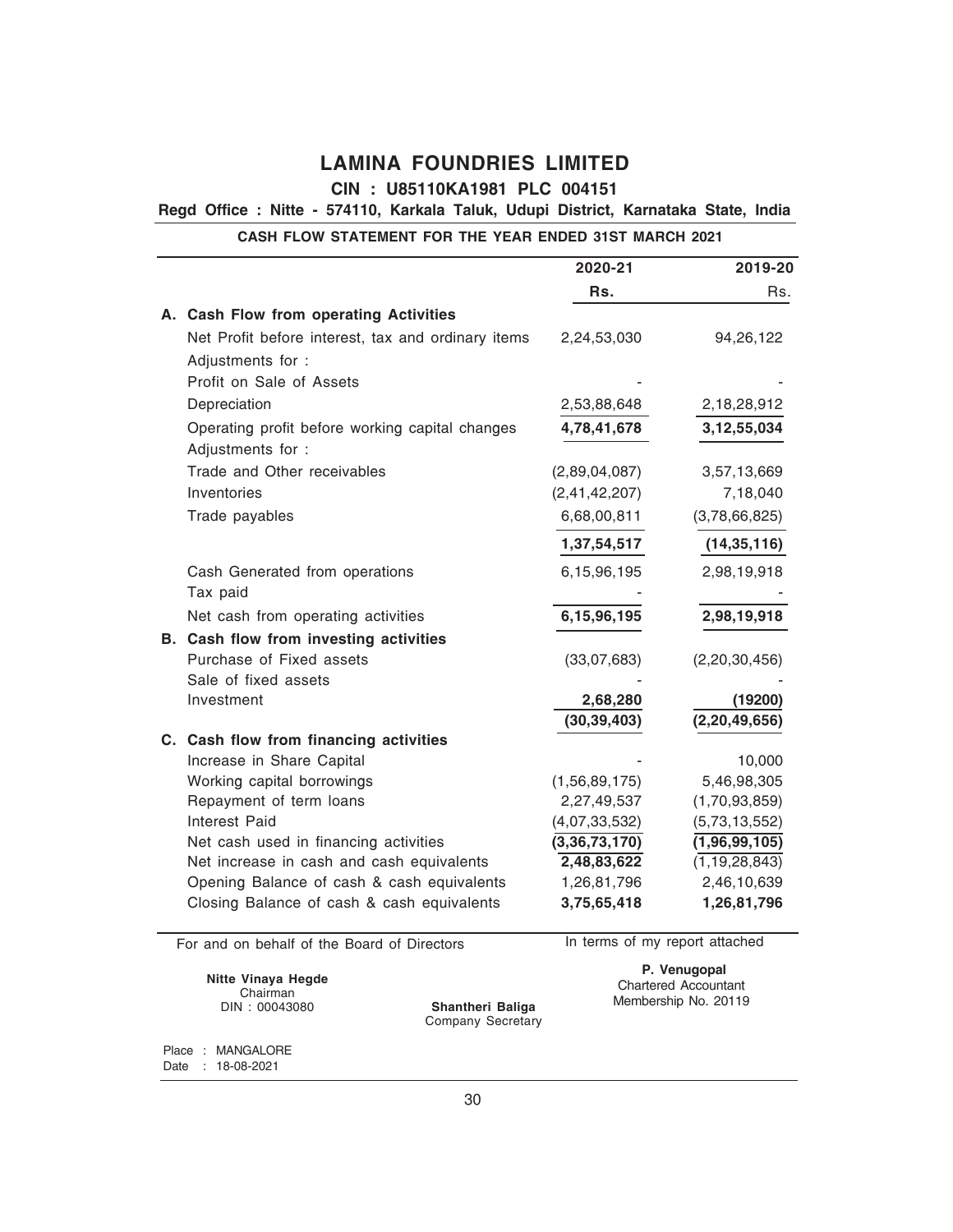# LAMINA FOUNDRIES LIMITED

**CIN : U85110KA1981 PLC 004151**

**Regd Office : Nitte - 574110, Karkala Taluk, Udupi District, Karnataka State, India**

**CASH FLOW STATEMENT FOR THE YEAR ENDED 31ST MARCH 2021**

| | 2020-21 | 2019-20 |
|---|---|---|
| | **Rs.** | Rs. |
| **A. Cash Flow from operating Activities** | | |
| Net Profit before interest, tax and ordinary items | 2,24,53,030 | 94,26,122 |
| Adjustments for : | | |
| Profit on Sale of Assets | - | - |
| Depreciation | 2,53,88,648 | 2,18,28,912 |
| Operating profit before working capital changes | **4,78,41,678** | **3,12,55,034** |
| Adjustments for : | | |
| Trade and Other receivables | (2,89,04,087) | 3,57,13,669 |
| Inventories | (2,41,42,207) | 7,18,040 |
| Trade payables | 6,68,00,811 | (3,78,66,825) |
| | **1,37,54,517** | **(14,35,116)** |
| Cash Generated from operations | 6,15,96,195 | 2,98,19,918 |
| Tax paid | - | - |
| Net cash from operating activities | **6,15,96,195** | **2,98,19,918** |
| **B. Cash flow from investing activities** | | |
| Purchase of Fixed assets | (33,07,683) | (2,20,30,456) |
| Sale of fixed assets | - | - |
| Investment | **2,68,280** | **(19200)** |
| | **(30,39,403)** | **(2,20,49,656)** |
| **C. Cash flow from financing activities** | | |
| Increase in Share Capital | - | 10,000 |
| Working capital borrowings | (1,56,89,175) | 5,46,98,305 |
| Repayment of term loans | 2,27,49,537 | (1,70,93,859) |
| Interest Paid | (4,07,33,532) | (5,73,13,552) |
| Net cash used in financing activities | **(3,36,73,170)** | **(1,96,99,105)** |
| Net increase in cash and cash equivalents | **2,48,83,622** | (1,19,28,843) |
| Opening Balance of cash & cash equivalents | 1,26,81,796 | 2,46,10,639 |
| Closing Balance of cash & cash equivalents | **3,75,65,418** | **1,26,81,796** |

For and on behalf of the Board of Directors

In terms of my report attached

**Nitte Vinaya Hegde**
Chairman
DIN : 00043080

**Shantheri Baliga**
Company Secretary

**P. Venugopal**
Chartered Accountant
Membership No. 20119

Place : MANGALORE
Date : 18-08-2021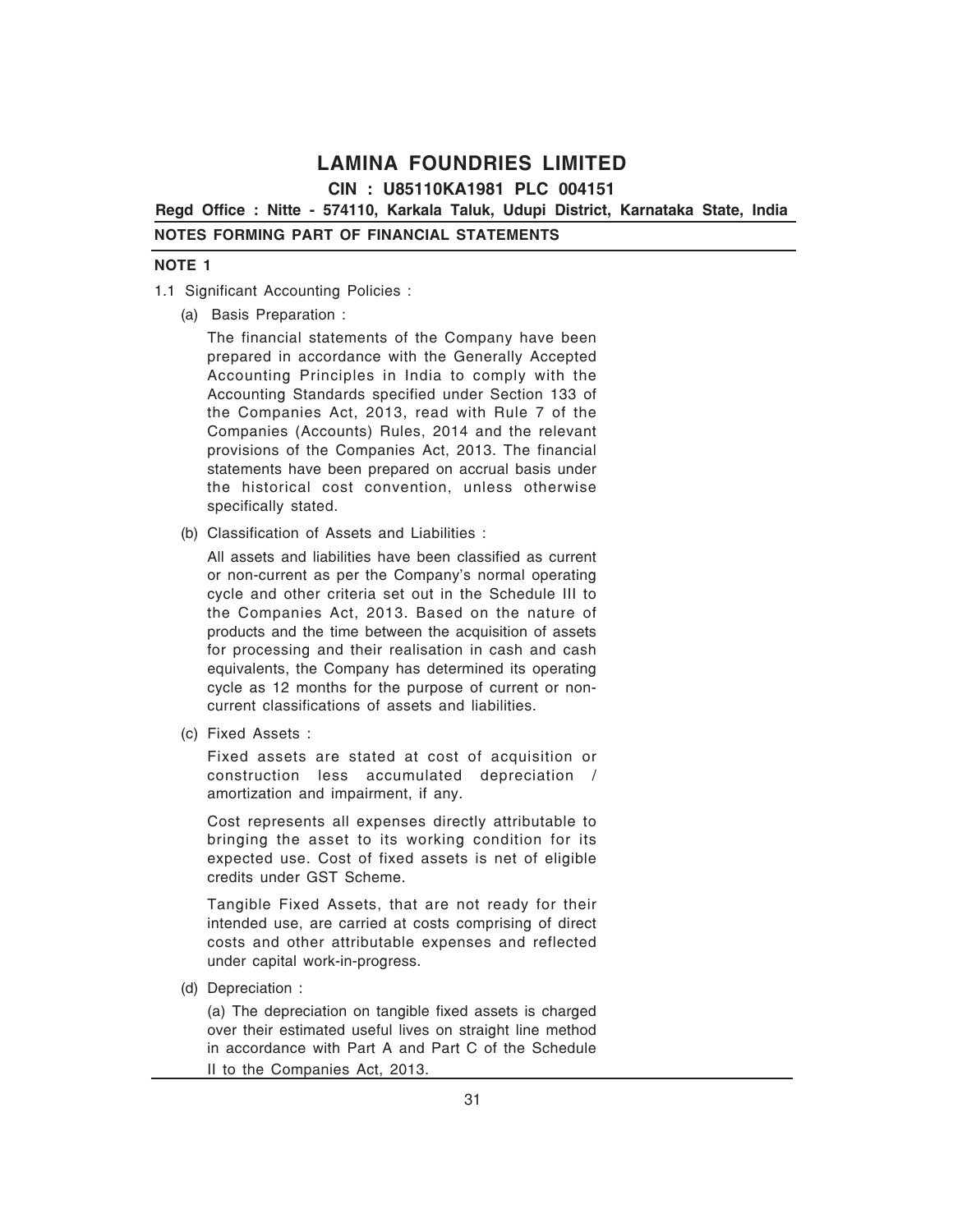# LAMINA FOUNDRIES LIMITED

**CIN : U85110KA1981 PLC 004151**

**Regd Office : Nitte - 574110, Karkala Taluk, Udupi District, Karnataka State, India**

## NOTES FORMING PART OF FINANCIAL STATEMENTS

### NOTE 1

1.1 Significant Accounting Policies :

(a) Basis Preparation :

The financial statements of the Company have been prepared in accordance with the Generally Accepted Accounting Principles in India to comply with the Accounting Standards specified under Section 133 of the Companies Act, 2013, read with Rule 7 of the Companies (Accounts) Rules, 2014 and the relevant provisions of the Companies Act, 2013. The financial statements have been prepared on accrual basis under the historical cost convention, unless otherwise specifically stated.

(b) Classification of Assets and Liabilities :

All assets and liabilities have been classified as current or non-current as per the Company's normal operating cycle and other criteria set out in the Schedule III to the Companies Act, 2013. Based on the nature of products and the time between the acquisition of assets for processing and their realisation in cash and cash equivalents, the Company has determined its operating cycle as 12 months for the purpose of current or non-current classifications of assets and liabilities.

(c) Fixed Assets :

Fixed assets are stated at cost of acquisition or construction less accumulated depreciation / amortization and impairment, if any.

Cost represents all expenses directly attributable to bringing the asset to its working condition for its expected use. Cost of fixed assets is net of eligible credits under GST Scheme.

Tangible Fixed Assets, that are not ready for their intended use, are carried at costs comprising of direct costs and other attributable expenses and reflected under capital work-in-progress.

(d) Depreciation :

(a) The depreciation on tangible fixed assets is charged over their estimated useful lives on straight line method in accordance with Part A and Part C of the Schedule II to the Companies Act, 2013.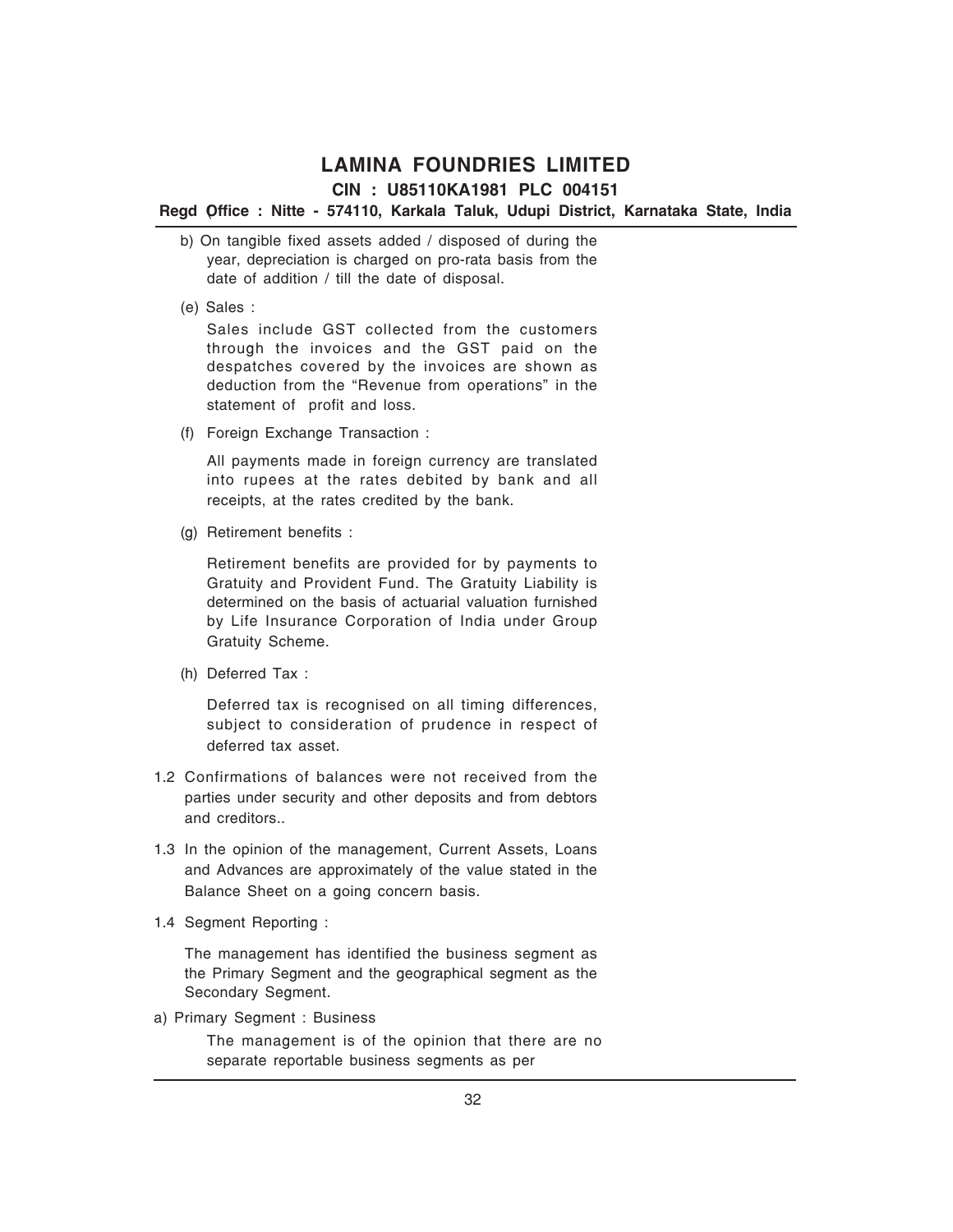b) On tangible fixed assets added / disposed of during the year, depreciation is charged on pro-rata basis from the date of addition / till the date of disposal.

(e) Sales :

Sales include GST collected from the customers through the invoices and the GST paid on the despatches covered by the invoices are shown as deduction from the "Revenue from operations" in the statement of profit and loss.

(f) Foreign Exchange Transaction :

All payments made in foreign currency are translated into rupees at the rates debited by bank and all receipts, at the rates credited by the bank.

(g) Retirement benefits :

Retirement benefits are provided for by payments to Gratuity and Provident Fund. The Gratuity Liability is determined on the basis of actuarial valuation furnished by Life Insurance Corporation of India under Group Gratuity Scheme.

(h) Deferred Tax :

Deferred tax is recognised on all timing differences, subject to consideration of prudence in respect of deferred tax asset.

1.2 Confirmations of balances were not received from the parties under security and other deposits and from debtors and creditors..

1.3 In the opinion of the management, Current Assets, Loans and Advances are approximately of the value stated in the Balance Sheet on a going concern basis.

1.4 Segment Reporting :

The management has identified the business segment as the Primary Segment and the geographical segment as the Secondary Segment.

a) Primary Segment : Business

The management is of the opinion that there are no separate reportable business segments as per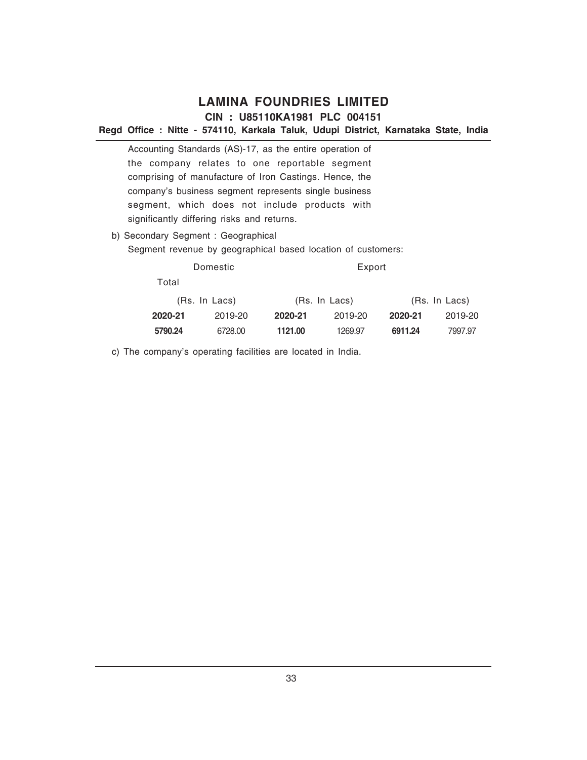Accounting Standards (AS)-17, as the entire operation of the company relates to one reportable segment comprising of manufacture of Iron Castings. Hence, the company's business segment represents single business segment, which does not include products with significantly differing risks and returns.

b) Secondary Segment : Geographical

Segment revenue by geographical based location of customers:

| Domestic | | Export | | Total | |
|---|---|---|---|---|---|
| (Rs. In Lacs) | | (Rs. In Lacs) | | (Rs. In Lacs) | |
| **2020-21** | 2019-20 | **2020-21** | 2019-20 | **2020-21** | 2019-20 |
| **5790.24** | 6728.00 | **1121.00** | 1269.97 | **6911.24** | 7997.97 |

c) The company's operating facilities are located in India.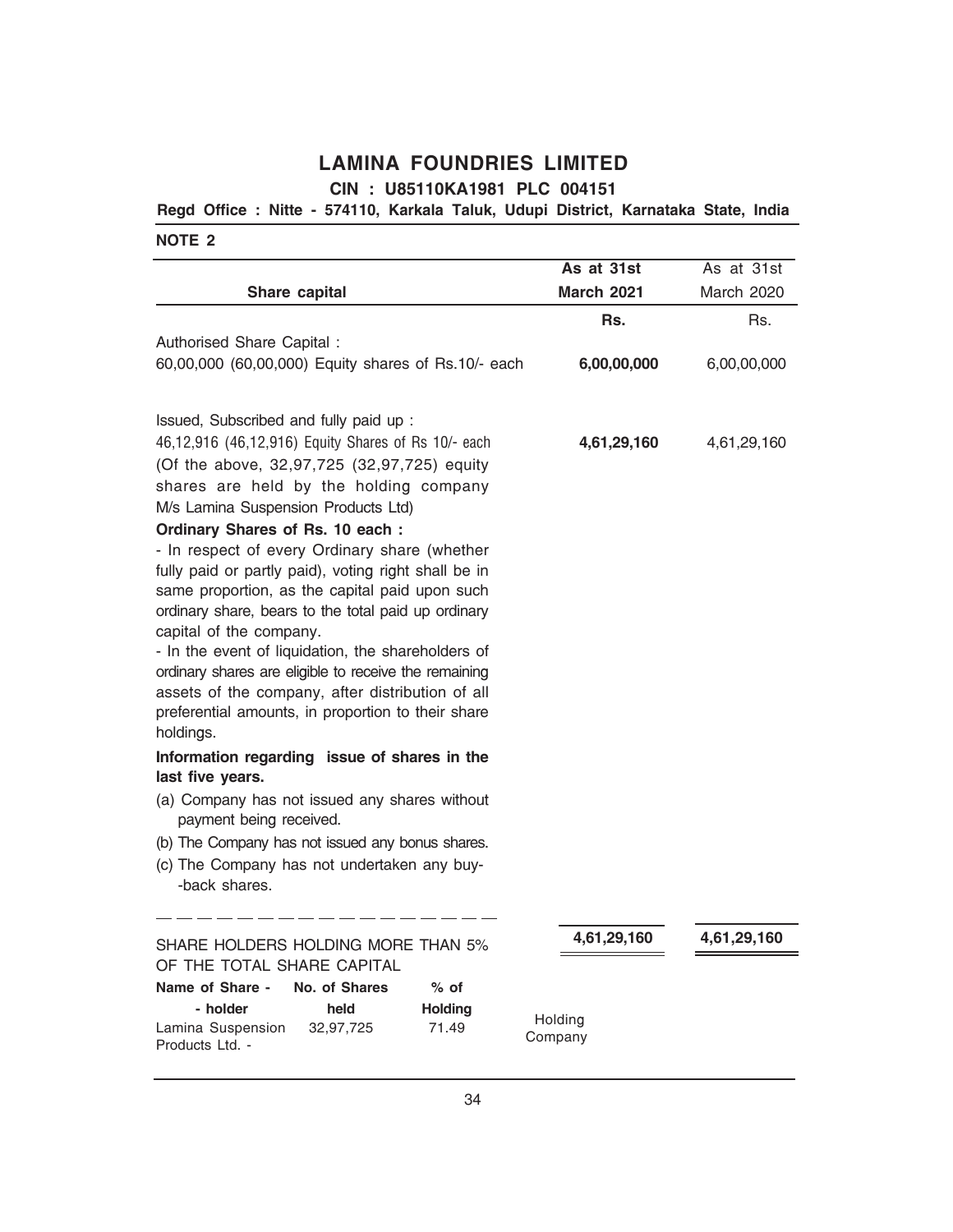# LAMINA FOUNDRIES LIMITED

**CIN : U85110KA1981 PLC 004151**

**Regd Office : Nitte - 574110, Karkala Taluk, Udupi District, Karnataka State, India**

**NOTE 2**

| Share capital | As at 31st March 2021 | As at 31st March 2020 |
|---|---|---|
| | Rs. | Rs. |
| Authorised Share Capital : | | |
| 60,00,000 (60,00,000) Equity shares of Rs.10/- each | **6,00,00,000** | 6,00,00,000 |
| Issued, Subscribed and fully paid up : | | |
| 46,12,916 (46,12,916) Equity Shares of Rs 10/- each (Of the above, 32,97,725 (32,97,725) equity shares are held by the holding company M/s Lamina Suspension Products Ltd) | **4,61,29,160** | 4,61,29,160 |
| | **4,61,29,160** | **4,61,29,160** |

**Ordinary Shares of Rs. 10 each :**

- In respect of every Ordinary share (whether fully paid or partly paid), voting right shall be in same proportion, as the capital paid upon such ordinary share, bears to the total paid up ordinary capital of the company.
- In the event of liquidation, the shareholders of ordinary shares are eligible to receive the remaining assets of the company, after distribution of all preferential amounts, in proportion to their share holdings.

**Information regarding issue of shares in the last five years.**

(a) Company has not issued any shares without payment being received.

(b) The Company has not issued any bonus shares.

(c) The Company has not undertaken any buy--back shares.

SHARE HOLDERS HOLDING MORE THAN 5% OF THE TOTAL SHARE CAPITAL

| Name of Share - holder | No. of Shares held | % of Holding | |
|---|---|---|---|
| Lamina Suspension Products Ltd. - | 32,97,725 | 71.49 | Holding Company |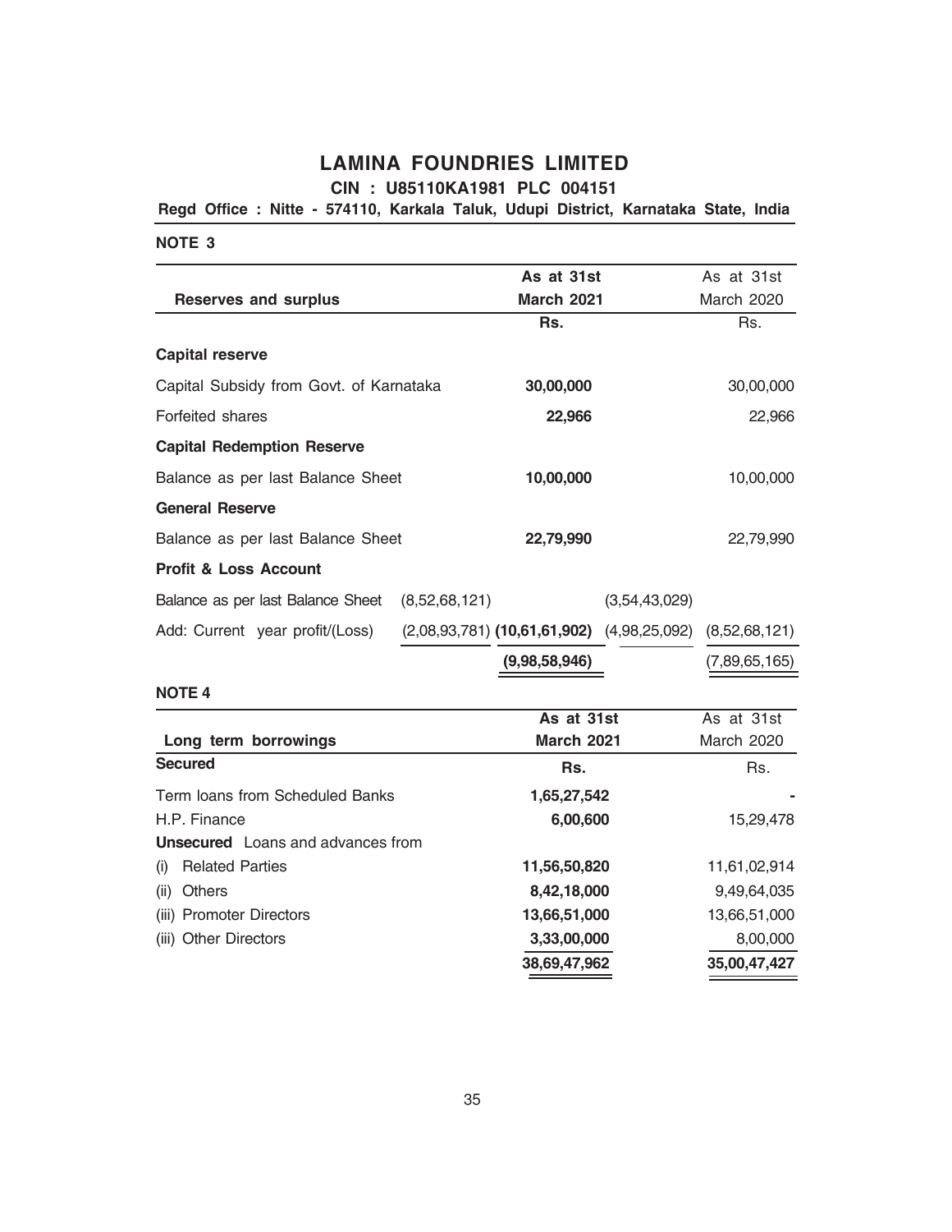# LAMINA FOUNDRIES LIMITED

**CIN : U85110KA1981 PLC 004151**

**Regd Office : Nitte - 574110, Karkala Taluk, Udupi District, Karnataka State, India**

**NOTE 3**

| **Reserves and surplus** | | **As at 31st March 2021** | | As at 31st March 2020 |
|---|---|---|---|---|
| | | **Rs.** | | Rs. |
| **Capital reserve** | | | | |
| Capital Subsidy from Govt. of Karnataka | | **30,00,000** | | 30,00,000 |
| Forfeited shares | | **22,966** | | 22,966 |
| **Capital Redemption Reserve** | | | | |
| Balance as per last Balance Sheet | | **10,00,000** | | 10,00,000 |
| **General Reserve** | | | | |
| Balance as per last Balance Sheet | | **22,79,990** | | 22,79,990 |
| **Profit & Loss Account** | | | | |
| Balance as per last Balance Sheet | (8,52,68,121) | | (3,54,43,029) | |
| Add: Current year profit/(Loss) | (2,08,93,781) | **(10,61,61,902)** | (4,98,25,092) | (8,52,68,121) |
| | | **(9,98,58,946)** | | (7,89,65,165) |

**NOTE 4**

| **Long term borrowings** | **As at 31st March 2021** | As at 31st March 2020 |
|---|---|---|
| **Secured** | **Rs.** | Rs. |
| Term loans from Scheduled Banks | **1,65,27,542** | - |
| H.P. Finance | **6,00,600** | 15,29,478 |
| **Unsecured** Loans and advances from | | |
| (i) Related Parties | **11,56,50,820** | 11,61,02,914 |
| (ii) Others | **8,42,18,000** | 9,49,64,035 |
| (iii) Promoter Directors | **13,66,51,000** | 13,66,51,000 |
| (iii) Other Directors | **3,33,00,000** | 8,00,000 |
| | **38,69,47,962** | **35,00,47,427** |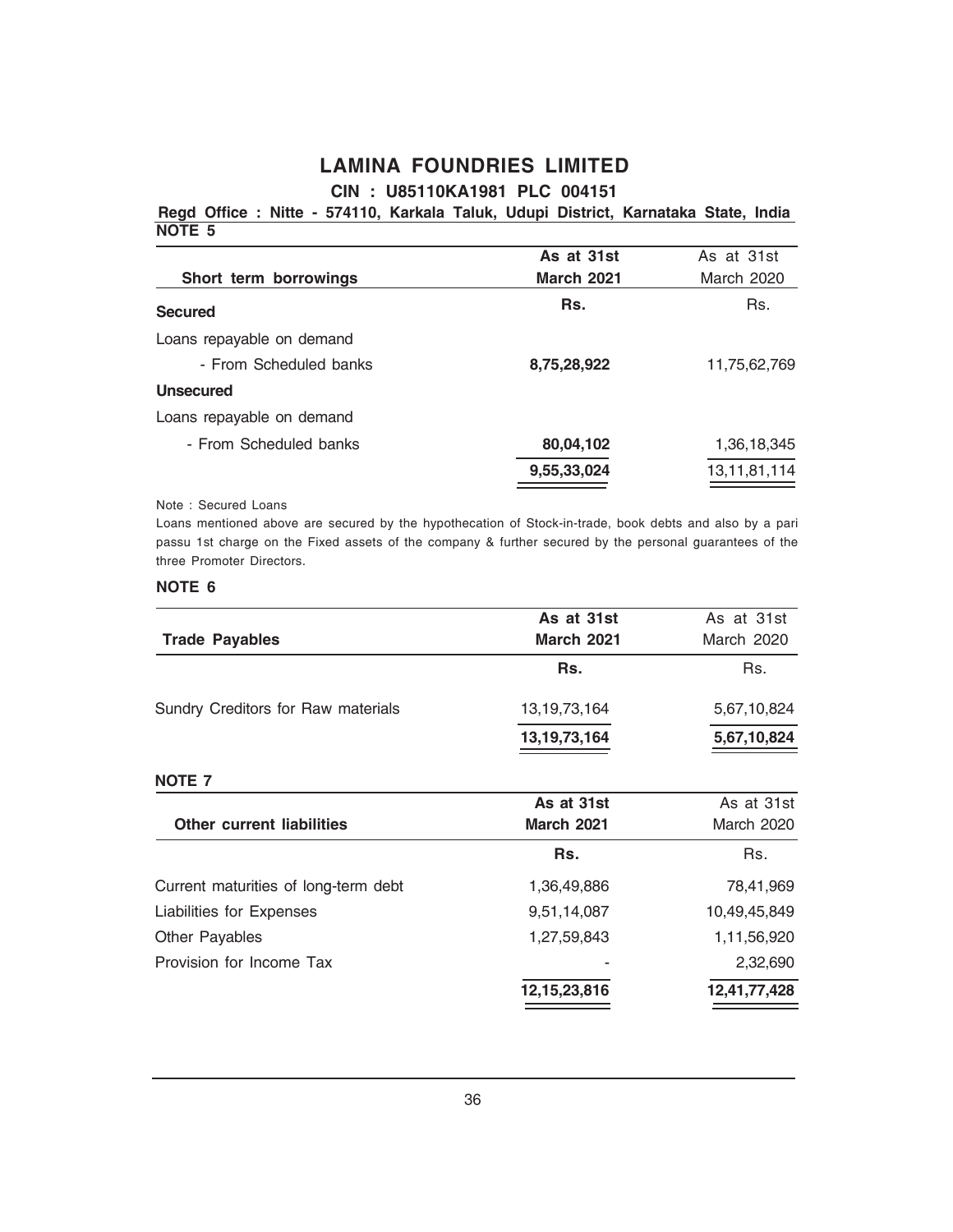# LAMINA FOUNDRIES LIMITED

**CIN : U85110KA1981 PLC 004151**

**Regd Office : Nitte - 574110, Karkala Taluk, Udupi District, Karnataka State, India**

**NOTE 5**

| Short term borrowings | As at 31st March 2021 | As at 31st March 2020 |
|---|---|---|
| **Secured** | **Rs.** | Rs. |
| Loans repayable on demand | | |
| - From Scheduled banks | **8,75,28,922** | 11,75,62,769 |
| **Unsecured** | | |
| Loans repayable on demand | | |
| - From Scheduled banks | **80,04,102** | 1,36,18,345 |
| | **9,55,33,024** | 13,11,81,114 |

Note : Secured Loans

Loans mentioned above are secured by the hypothecation of Stock-in-trade, book debts and also by a pari passu 1st charge on the Fixed assets of the company & further secured by the personal guarantees of the three Promoter Directors.

**NOTE 6**

| Trade Payables | As at 31st March 2021 | As at 31st March 2020 |
|---|---|---|
| | **Rs.** | Rs. |
| Sundry Creditors for Raw materials | 13,19,73,164 | 5,67,10,824 |
| | **13,19,73,164** | **5,67,10,824** |

**NOTE 7**

| Other current liabilities | As at 31st March 2021 | As at 31st March 2020 |
|---|---|---|
| | **Rs.** | Rs. |
| Current maturities of long-term debt | 1,36,49,886 | 78,41,969 |
| Liabilities for Expenses | 9,51,14,087 | 10,49,45,849 |
| Other Payables | 1,27,59,843 | 1,11,56,920 |
| Provision for Income Tax | - | 2,32,690 |
| | **12,15,23,816** | **12,41,77,428** |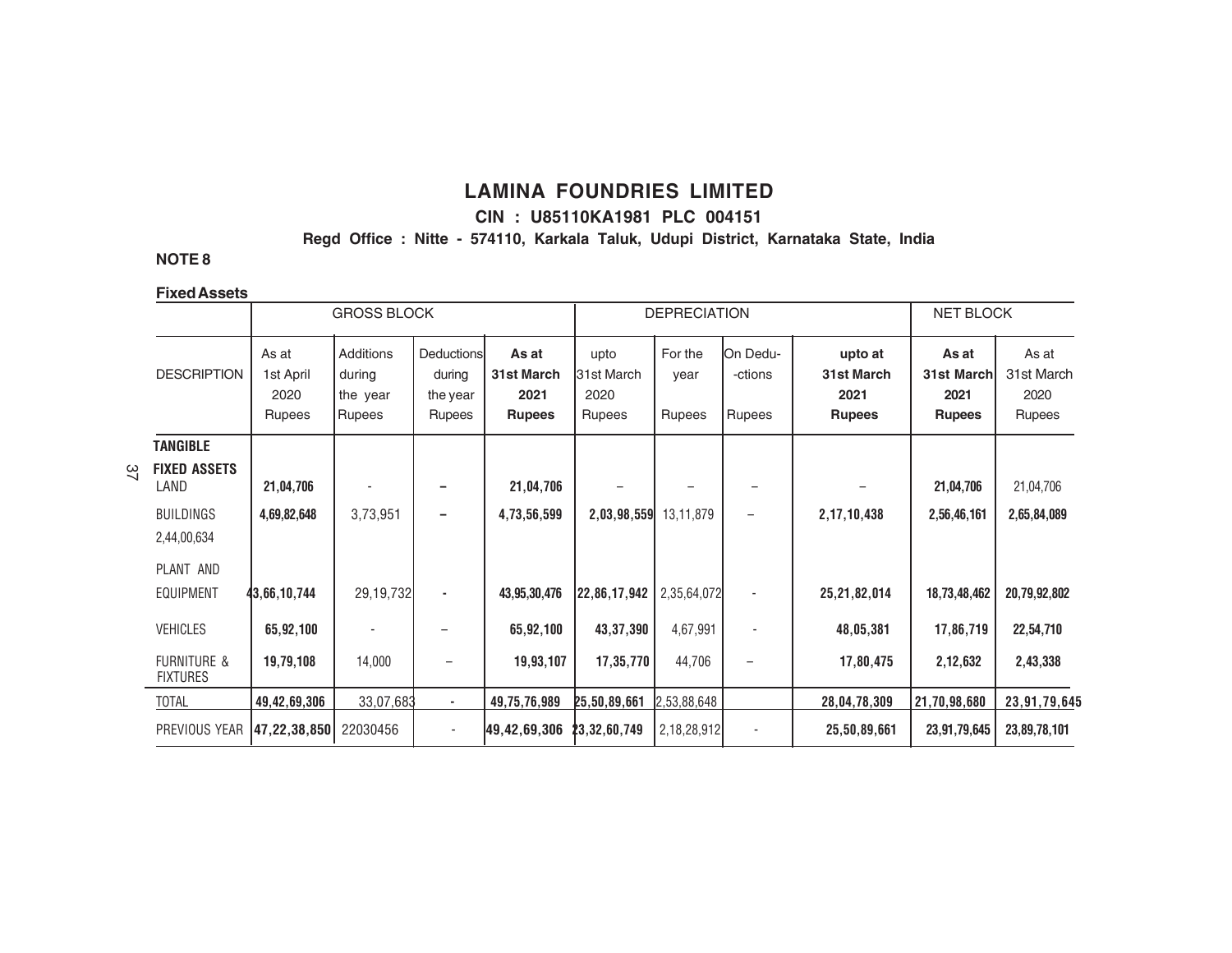# LAMINA FOUNDRIES LIMITED

**CIN : U85110KA1981 PLC 004151**

**Regd Office : Nitte - 574110, Karkala Taluk, Udupi District, Karnataka State, India**

**NOTE 8**

**Fixed Assets**

| | GROSS BLOCK | | | | DEPRECIATION | | | | NET BLOCK | |
|---|---|---|---|---|---|---|---|---|---|---|
| DESCRIPTION | As at 1st April 2020 Rupees | Additions during the year Rupees | Deductions during the year Rupees | **As at 31st March 2021 Rupees** | upto 31st March 2020 Rupees | For the year Rupees | On Dedu- -ctions Rupees | **upto at 31st March 2021 Rupees** | **As at 31st March 2021 Rupees** | As at 31st March 2020 Rupees |
| **TANGIBLE FIXED ASSETS** | | | | | | | | | | |
| LAND | **21,04,706** | - | – | **21,04,706** | – | – | – | – | **21,04,706** | 21,04,706 |
| BUILDINGS 2,44,00,634 | **4,69,82,648** | 3,73,951 | – | **4,73,56,599** | **2,03,98,559** | 13,11,879 | – | **2,17,10,438** | **2,56,46,161** | **2,65,84,089** |
| PLANT AND EQUIPMENT | **43,66,10,744** | 29,19,732 | - | **43,95,30,476** | **22,86,17,942** | 2,35,64,072 | - | **25,21,82,014** | **18,73,48,462** | **20,79,92,802** |
| VEHICLES | **65,92,100** | - | – | **65,92,100** | **43,37,390** | 4,67,991 | - | **48,05,381** | **17,86,719** | **22,54,710** |
| FURNITURE & FIXTURES | **19,79,108** | 14,000 | – | **19,93,107** | **17,35,770** | 44,706 | – | **17,80,475** | **2,12,632** | **2,43,338** |
| TOTAL | **49,42,69,306** | 33,07,683 | - | **49,75,76,989** | **25,50,89,661** | 2,53,88,648 | | **28,04,78,309** | **21,70,98,680** | **23,91,79,645** |
| PREVIOUS YEAR | **47,22,38,850** | 22030456 | - | **49,42,69,306** | **23,32,60,749** | 2,18,28,912 | - | **25,50,89,661** | **23,91,79,645** | **23,89,78,101** |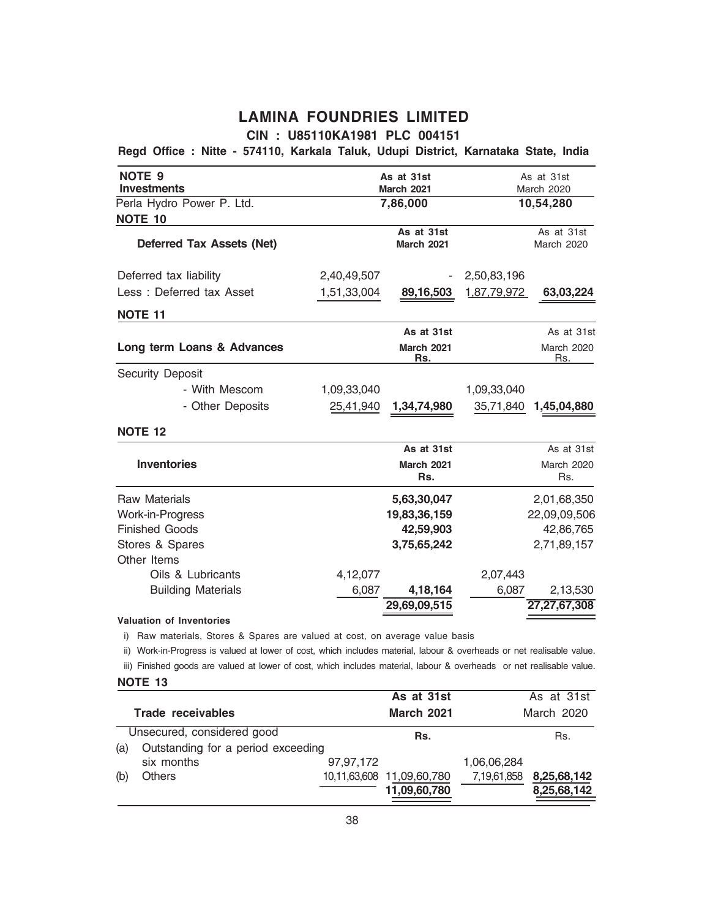# LAMINA FOUNDRIES LIMITED

**CIN : U85110KA1981 PLC 004151**

**Regd Office : Nitte - 574110, Karkala Taluk, Udupi District, Karnataka State, India**

| NOTE 9 Investments | | As at 31st March 2021 | | As at 31st March 2020 |
|---|---|---|---|---|
| Perla Hydro Power P. Ltd. | | **7,86,000** | | **10,54,280** |

**NOTE 10**

| Deferred Tax Assets (Net) | | As at 31st March 2021 | | As at 31st March 2020 |
|---|---|---|---|---|
| Deferred tax liability | 2,40,49,507 | - | 2,50,83,196 | |
| Less : Deferred tax Asset | 1,51,33,004 | **89,16,503** | 1,87,79,972 | **63,03,224** |

**NOTE 11**

| Long term Loans & Advances | | As at 31st March 2021 Rs. | | As at 31st March 2020 Rs. |
|---|---|---|---|---|
| Security Deposit | | | | |
| - With Mescom | 1,09,33,040 | | 1,09,33,040 | |
| - Other Deposits | 25,41,940 | **1,34,74,980** | 35,71,840 | **1,45,04,880** |

**NOTE 12**

| Inventories | | As at 31st March 2021 Rs. | | As at 31st March 2020 Rs. |
|---|---|---|---|---|
| Raw Materials | | **5,63,30,047** | | 2,01,68,350 |
| Work-in-Progress | | **19,83,36,159** | | 22,09,09,506 |
| Finished Goods | | **42,59,903** | | 42,86,765 |
| Stores & Spares | | **3,75,65,242** | | 2,71,89,157 |
| Other Items | | | | |
| Oils & Lubricants | 4,12,077 | | 2,07,443 | |
| Building Materials | 6,087 | **4,18,164** | 6,087 | 2,13,530 |
| | | **29,69,09,515** | | **27,27,67,308** |

**Valuation of Inventories**

i) Raw materials, Stores & Spares are valued at cost, on average value basis

ii) Work-in-Progress is valued at lower of cost, which includes material, labour & overheads or net realisable value.

iii) Finished goods are valued at lower of cost, which includes material, labour & overheads or net realisable value.

**NOTE 13**

| Trade receivables | | As at 31st March 2021 | | As at 31st March 2020 |
|---|---|---|---|---|
| Unsecured, considered good | | Rs. | | Rs. |
| (a) Outstanding for a period exceeding six months | 97,97,172 | | 1,06,06,284 | |
| (b) Others | 10,11,63,608 | 11,09,60,780 | 7,19,61,858 | **8,25,68,142** |
| | | **11,09,60,780** | | **8,25,68,142** |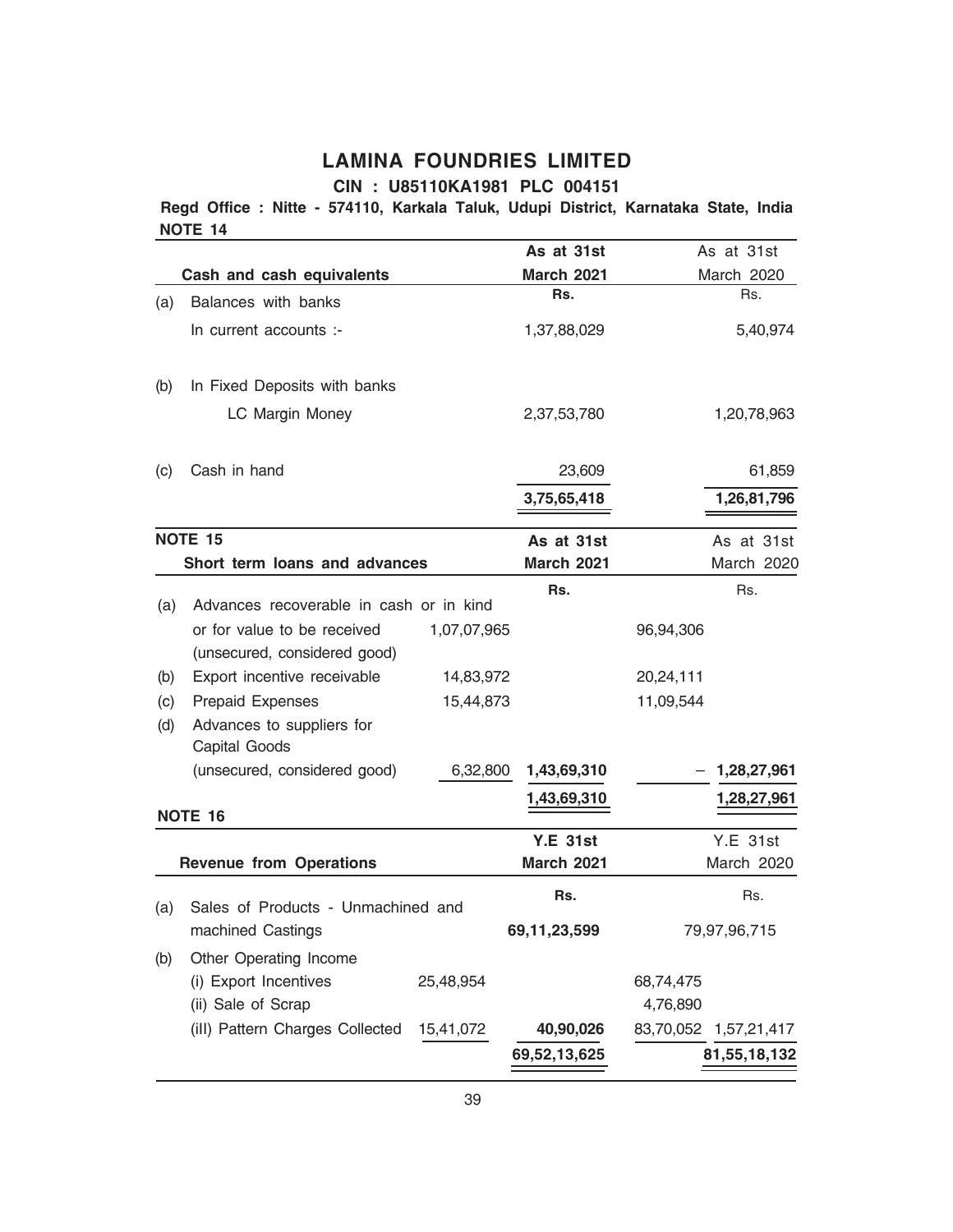# LAMINA FOUNDRIES LIMITED

**CIN : U85110KA1981 PLC 004151**

**Regd Office : Nitte - 574110, Karkala Taluk, Udupi District, Karnataka State, India**

**NOTE 14**

| | **Cash and cash equivalents** | | **As at 31st March 2021** | | As at 31st March 2020 |
|---|---|---|---|---|---|
| | | | **Rs.** | | Rs. |
| (a) | Balances with banks | | | | |
| | In current accounts :- | | 1,37,88,029 | | 5,40,974 |
| (b) | In Fixed Deposits with banks | | | | |
| | LC Margin Money | | 2,37,53,780 | | 1,20,78,963 |
| (c) | Cash in hand | | 23,609 | | 61,859 |
| | | | **3,75,65,418** | | **1,26,81,796** |

**NOTE 15**

| | **Short term loans and advances** | | **As at 31st March 2021** | | As at 31st March 2020 |
|---|---|---|---|---|---|
| | | | **Rs.** | | Rs. |
| (a) | Advances recoverable in cash or in kind or for value to be received (unsecured, considered good) | 1,07,07,965 | | 96,94,306 | |
| (b) | Export incentive receivable | 14,83,972 | | 20,24,111 | |
| (c) | Prepaid Expenses | 15,44,873 | | 11,09,544 | |
| (d) | Advances to suppliers for Capital Goods (unsecured, considered good) | 6,32,800 | **1,43,69,310** | – | **1,28,27,961** |
| | | | **1,43,69,310** | | **1,28,27,961** |

**NOTE 16**

| | **Revenue from Operations** | | **Y.E 31st March 2021** | | Y.E 31st March 2020 |
|---|---|---|---|---|---|
| | | | **Rs.** | | Rs. |
| (a) | Sales of Products - Unmachined and machined Castings | | **69,11,23,599** | | 79,97,96,715 |
| (b) | Other Operating Income | | | | |
| | (i) Export Incentives | 25,48,954 | | 68,74,475 | |
| | (ii) Sale of Scrap | | | 4,76,890 | |
| | (iII) Pattern Charges Collected | 15,41,072 | **40,90,026** | 83,70,052 | 1,57,21,417 |
| | | | **69,52,13,625** | | **81,55,18,132** |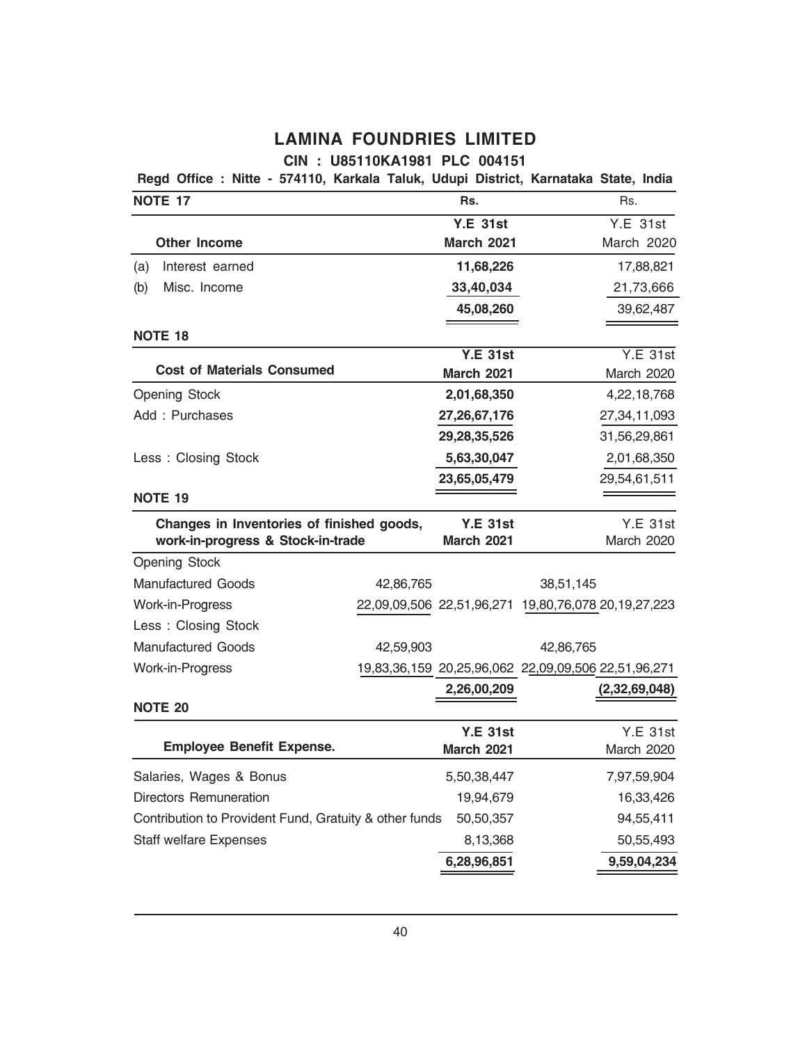# LAMINA FOUNDRIES LIMITED

**CIN : U85110KA1981 PLC 004151**

**Regd Office : Nitte - 574110, Karkala Taluk, Udupi District, Karnataka State, India**

**NOTE 17**

| Other Income | Rs. Y.E 31st March 2021 | Rs. Y.E 31st March 2020 |
|---|---|---|
| (a) Interest earned | **11,68,226** | 17,88,821 |
| (b) Misc. Income | **33,40,034** | 21,73,666 |
| | **45,08,260** | 39,62,487 |

**NOTE 18**

| Cost of Materials Consumed | Y.E 31st March 2021 | Y.E 31st March 2020 |
|---|---|---|
| Opening Stock | **2,01,68,350** | 4,22,18,768 |
| Add : Purchases | **27,26,67,176** | 27,34,11,093 |
| | **29,28,35,526** | 31,56,29,861 |
| Less : Closing Stock | **5,63,30,047** | 2,01,68,350 |
| | **23,65,05,479** | 29,54,61,511 |

**NOTE 19**

| Changes in Inventories of finished goods, work-in-progress & Stock-in-trade | | Y.E 31st March 2021 | | Y.E 31st March 2020 |
|---|---|---|---|---|
| Opening Stock | | | | |
| Manufactured Goods | 42,86,765 | | 38,51,145 | |
| Work-in-Progress | 22,09,09,506 | 22,51,96,271 | 19,80,76,078 | 20,19,27,223 |
| Less : Closing Stock | | | | |
| Manufactured Goods | 42,59,903 | | 42,86,765 | |
| Work-in-Progress | 19,83,36,159 | 20,25,96,062 | 22,09,09,506 | 22,51,96,271 |
| | | **2,26,00,209** | | **(2,32,69,048)** |

**NOTE 20**

| Employee Benefit Expense. | Y.E 31st March 2021 | Y.E 31st March 2020 |
|---|---|---|
| Salaries, Wages & Bonus | 5,50,38,447 | 7,97,59,904 |
| Directors Remuneration | 19,94,679 | 16,33,426 |
| Contribution to Provident Fund, Gratuity & other funds | 50,50,357 | 94,55,411 |
| Staff welfare Expenses | 8,13,368 | 50,55,493 |
| | **6,28,96,851** | **9,59,04,234** |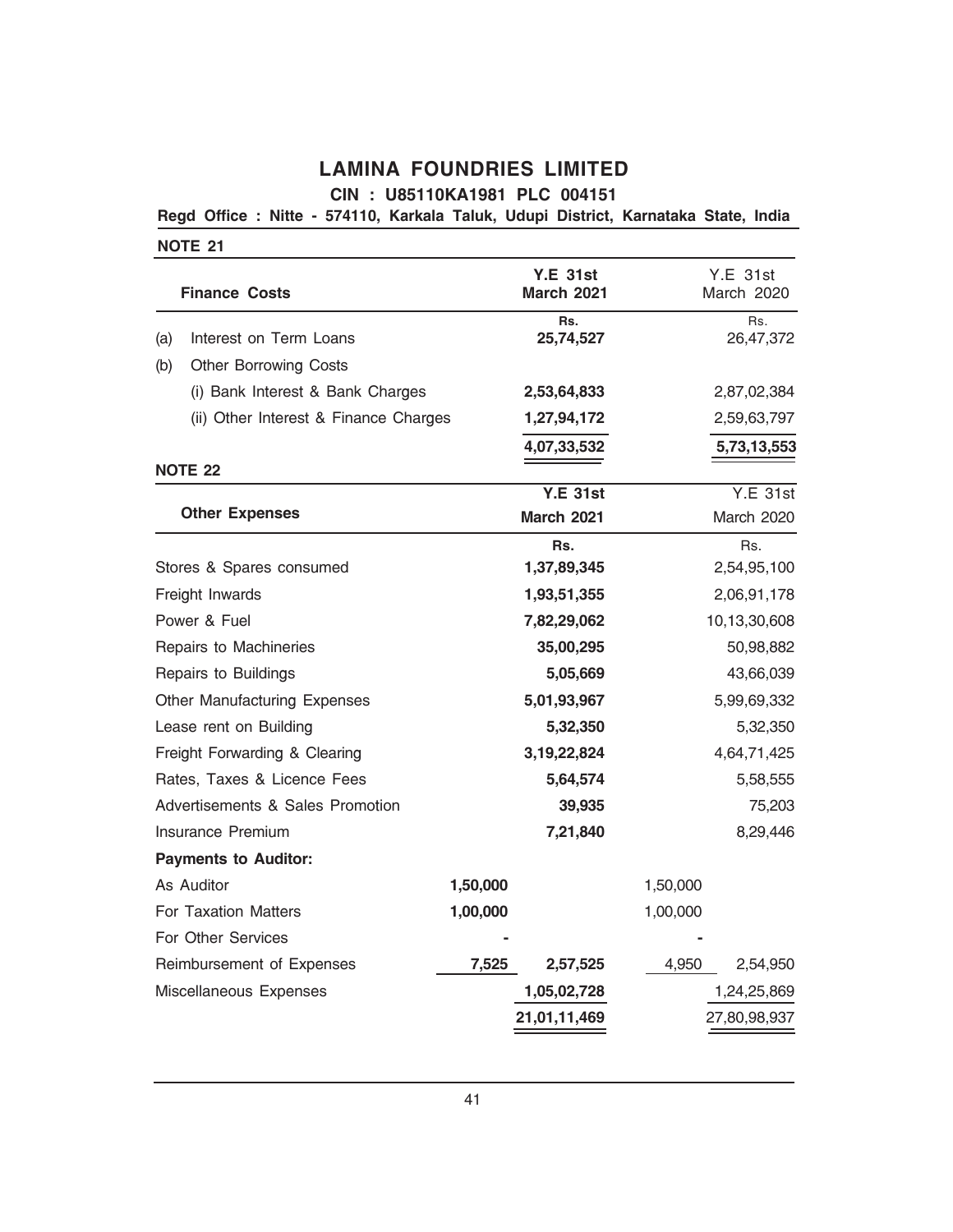# LAMINA FOUNDRIES LIMITED

**CIN : U85110KA1981 PLC 004151**

**Regd Office : Nitte - 574110, Karkala Taluk, Udupi District, Karnataka State, India**

## NOTE 21

| **Finance Costs** | **Y.E 31st March 2021** | Y.E 31st March 2020 |
|---|---|---|
| | **Rs.** | Rs. |
| (a) Interest on Term Loans | **25,74,527** | 26,47,372 |
| (b) Other Borrowing Costs | | |
| (i) Bank Interest & Bank Charges | **2,53,64,833** | 2,87,02,384 |
| (ii) Other Interest & Finance Charges | **1,27,94,172** | 2,59,63,797 |
| | **4,07,33,532** | **5,73,13,553** |

## NOTE 22

| **Other Expenses** | | **Y.E 31st March 2021** | | Y.E 31st March 2020 |
|---|---|---|---|---|
| | | **Rs.** | | Rs. |
| Stores & Spares consumed | | **1,37,89,345** | | 2,54,95,100 |
| Freight Inwards | | **1,93,51,355** | | 2,06,91,178 |
| Power & Fuel | | **7,82,29,062** | | 10,13,30,608 |
| Repairs to Machineries | | **35,00,295** | | 50,98,882 |
| Repairs to Buildings | | **5,05,669** | | 43,66,039 |
| Other Manufacturing Expenses | | **5,01,93,967** | | 5,99,69,332 |
| Lease rent on Building | | **5,32,350** | | 5,32,350 |
| Freight Forwarding & Clearing | | **3,19,22,824** | | 4,64,71,425 |
| Rates, Taxes & Licence Fees | | **5,64,574** | | 5,58,555 |
| Advertisements & Sales Promotion | | **39,935** | | 75,203 |
| Insurance Premium | | **7,21,840** | | 8,29,446 |
| **Payments to Auditor:** | | | | |
| As Auditor | **1,50,000** | | 1,50,000 | |
| For Taxation Matters | **1,00,000** | | 1,00,000 | |
| For Other Services | **-** | | - | |
| Reimbursement of Expenses | **7,525** | **2,57,525** | 4,950 | 2,54,950 |
| Miscellaneous Expenses | | **1,05,02,728** | | 1,24,25,869 |
| | | **21,01,11,469** | | 27,80,98,937 |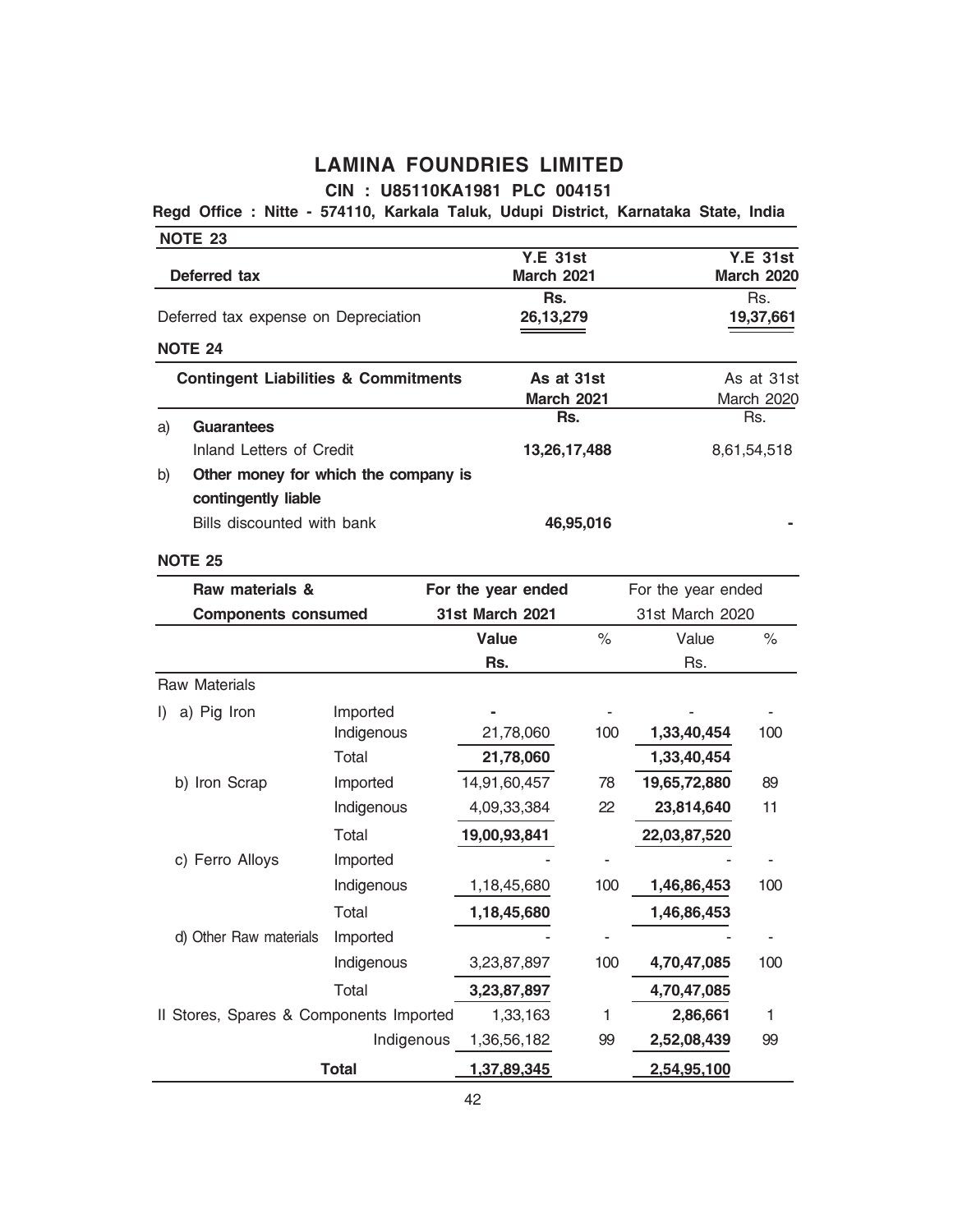# LAMINA FOUNDRIES LIMITED

**CIN : U85110KA1981 PLC 004151**

**Regd Office : Nitte - 574110, Karkala Taluk, Udupi District, Karnataka State, India**

**NOTE 23**

| Deferred tax | Y.E 31st March 2021 | Y.E 31st March 2020 |
|---|---|---|
| | Rs. | Rs. |
| Deferred tax expense on Depreciation | 26,13,279 | 19,37,661 |

**NOTE 24**

| Contingent Liabilities & Commitments | As at 31st March 2021 | As at 31st March 2020 |
|---|---|---|
| | Rs. | Rs. |
| a) **Guarantees** | | |
| Inland Letters of Credit | **13,26,17,488** | 8,61,54,518 |
| b) **Other money for which the company is contingently liable** | | |
| Bills discounted with bank | **46,95,016** | - |

**NOTE 25**

| Raw materials & Components consumed | | For the year ended 31st March 2021 | | For the year ended 31st March 2020 | |
|---|---|---|---|---|---|
| | | **Value** | % | Value | % |
| | | **Rs.** | | Rs. | |
| Raw Materials | | | | | |
| I) a) Pig Iron | Imported | - | - | - | - |
| | Indigenous | 21,78,060 | 100 | **1,33,40,454** | 100 |
| | Total | **21,78,060** | | **1,33,40,454** | |
| b) Iron Scrap | Imported | 14,91,60,457 | 78 | **19,65,72,880** | 89 |
| | Indigenous | 4,09,33,384 | 22 | **23,814,640** | 11 |
| | Total | **19,00,93,841** | | **22,03,87,520** | |
| c) Ferro Alloys | Imported | - | - | - | - |
| | Indigenous | 1,18,45,680 | 100 | **1,46,86,453** | 100 |
| | Total | **1,18,45,680** | | **1,46,86,453** | |
| d) Other Raw materials | Imported | - | - | - | - |
| | Indigenous | 3,23,87,897 | 100 | **4,70,47,085** | 100 |
| | Total | **3,23,87,897** | | **4,70,47,085** | |
| II Stores, Spares & Components | Imported | 1,33,163 | 1 | **2,86,661** | 1 |
| | Indigenous | 1,36,56,182 | 99 | **2,52,08,439** | 99 |
| **Total** | | **1,37,89,345** | | **2,54,95,100** | |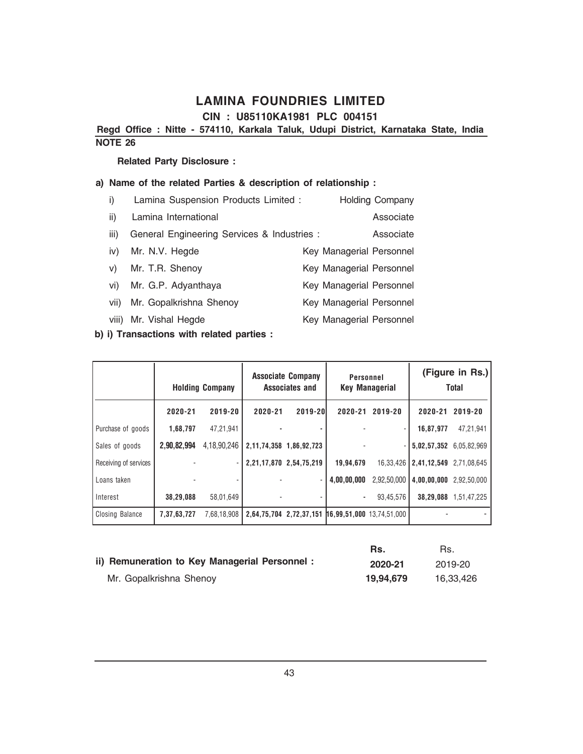# LAMINA FOUNDRIES LIMITED

**CIN : U85110KA1981 PLC 004151**

**Regd Office : Nitte - 574110, Karkala Taluk, Udupi District, Karnataka State, India**

**NOTE 26**

**Related Party Disclosure :**

**a) Name of the related Parties & description of relationship :**

| | | |
|---|---|---|
| i) | Lamina Suspension Products Limited : | Holding Company |
| ii) | Lamina International | Associate |
| iii) | General Engineering Services & Industries : | Associate |
| iv) | Mr. N.V. Hegde | Key Managerial Personnel |
| v) | Mr. T.R. Shenoy | Key Managerial Personnel |
| vi) | Mr. G.P. Adyanthaya | Key Managerial Personnel |
| vii) | Mr. Gopalkrishna Shenoy | Key Managerial Personnel |
| viii) | Mr. Vishal Hegde | Key Managerial Personnel |

**b) i) Transactions with related parties :**

(Figure in Rs.)

| | Holding Company | | Associate Company Associates and | | Personnel Key Managerial | | Total | |
|---|---|---|---|---|---|---|---|---|
| | **2020-21** | **2019-20** | **2020-21** | **2019-20** | **2020-21** | **2019-20** | **2020-21** | **2019-20** |
| Purchase of goods | **1,68,797** | 47,21,941 | - | - | - | - | **16,87,977** | 47,21,941 |
| Sales of goods | **2,90,82,994** | 4,18,90,246 | **2,11,74,358** | **1,86,92,723** | - | - | **5,02,57,352** | 6,05,82,969 |
| Receiving of services | - | - | **2,21,17,870** | **2,54,75,219** | **19,94,679** | 16,33,426 | **2,41,12,549** | 2,71,08,645 |
| Loans taken | - | - | - | - | **4,00,00,000** | 2,92,50,000 | **4,00,00,000** | 2,92,50,000 |
| Interest | **38,29,088** | 58,01,649 | - | - | - | 93,45,576 | **38,29,088** | 1,51,47,225 |
| Closing Balance | **7,37,63,727** | 7,68,18,908 | **2,64,75,704** | **2,72,37,151** | **16,99,51,000** | 13,74,51,000 | - | - |

| **ii) Remuneration to Key Managerial Personnel :** | **Rs. 2020-21** | Rs. 2019-20 |
|---|---|---|
| Mr. Gopalkrishna Shenoy | **19,94,679** | 16,33,426 |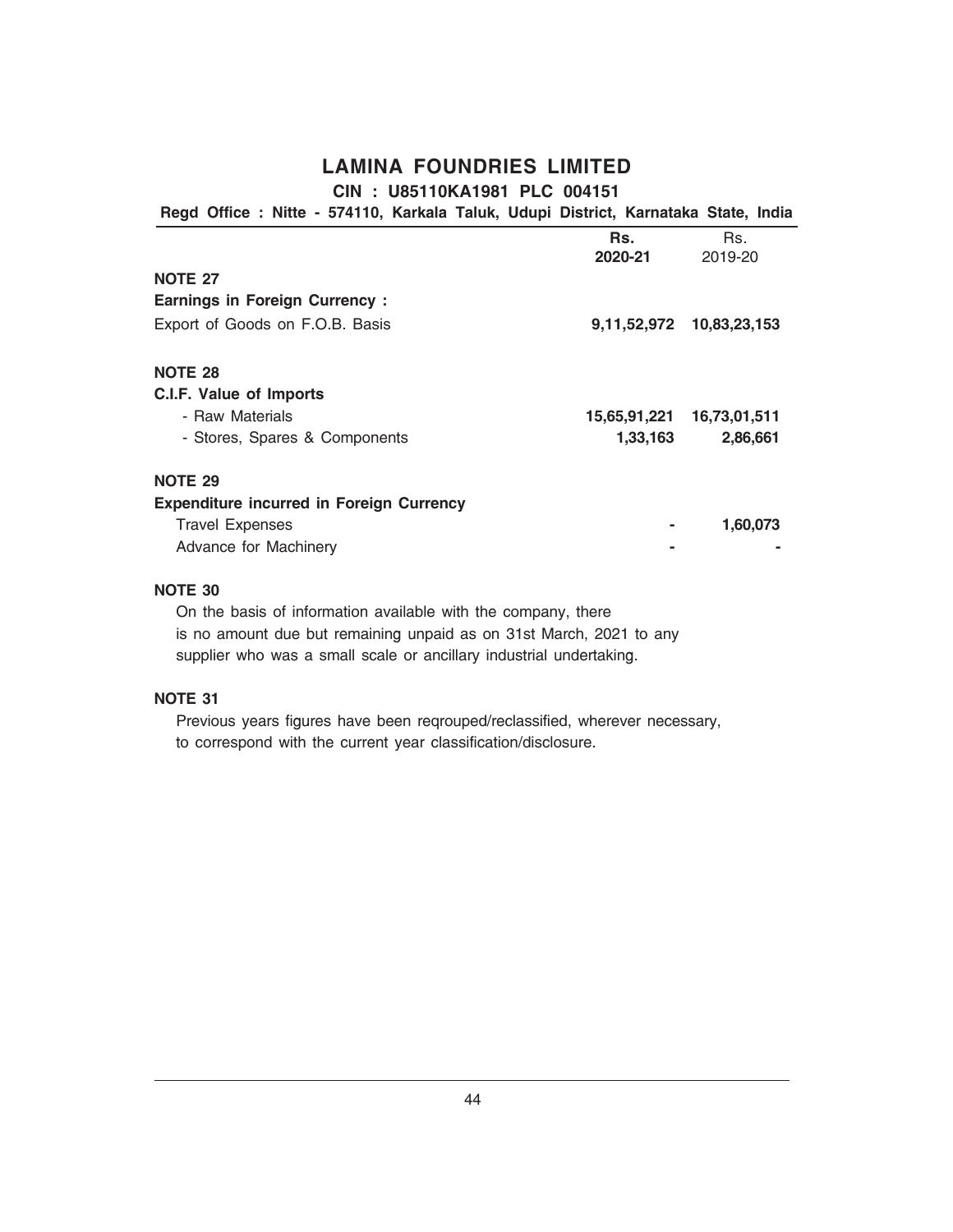# LAMINA FOUNDRIES LIMITED

**CIN : U85110KA1981 PLC 004151**

**Regd Office : Nitte - 574110, Karkala Taluk, Udupi District, Karnataka State, India**

| | Rs. 2020-21 | Rs. 2019-20 |
|---|---|---|
| **NOTE 27** | | |
| **Earnings in Foreign Currency :** | | |
| Export of Goods on F.O.B. Basis | **9,11,52,972** | **10,83,23,153** |
| **NOTE 28** | | |
| **C.I.F. Value of Imports** | | |
| - Raw Materials | **15,65,91,221** | **16,73,01,511** |
| - Stores, Spares & Components | **1,33,163** | **2,86,661** |
| **NOTE 29** | | |
| **Expenditure incurred in Foreign Currency** | | |
| Travel Expenses | - | **1,60,073** |
| Advance for Machinery | - | - |

**NOTE 30**

On the basis of information available with the company, there is no amount due but remaining unpaid as on 31st March, 2021 to any supplier who was a small scale or ancillary industrial undertaking.

**NOTE 31**

Previous years figures have been reqrouped/reclassified, wherever necessary, to correspond with the current year classification/disclosure.